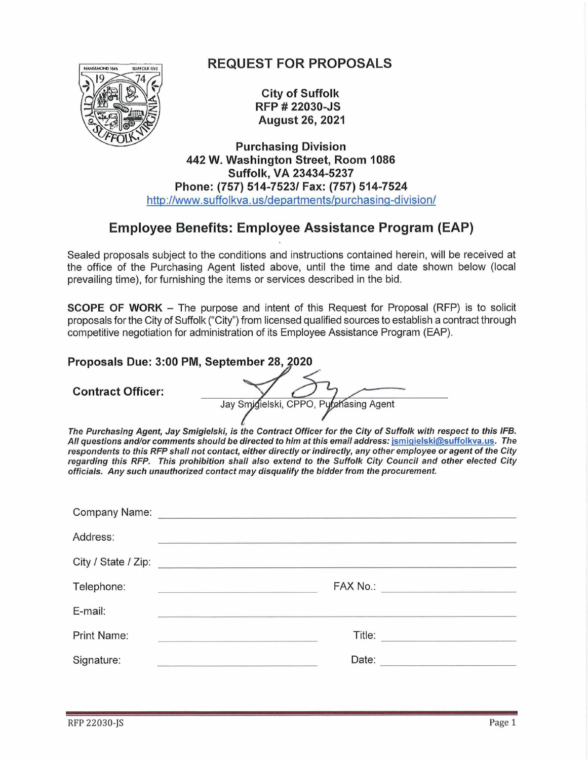# REQUEST FOR PROPOSALS

**City of Suffolk**
**RFP # 22030-JS**
**August 26, 2021**

**Purchasing Division**
**442 W. Washington Street, Room 1086**
**Suffolk, VA 23434-5237**
**Phone: (757) 514-7523/ Fax: (757) 514-7524**
http://www.suffolkva.us/departments/purchasing-division/

## Employee Benefits: Employee Assistance Program (EAP)

Sealed proposals subject to the conditions and instructions contained herein, will be received at the office of the Purchasing Agent listed above, until the time and date shown below (local prevailing time), for furnishing the items or services described in the bid.

**SCOPE OF WORK** – The purpose and intent of this Request for Proposal (RFP) is to solicit proposals for the City of Suffolk ("City") from licensed qualified sources to establish a contract through competitive negotiation for administration of its Employee Assistance Program (EAP).

**Proposals Due: 3:00 PM, September 28, 2020**

**Contract Officer:** ______________________________
Jay Smigielski, CPPO, Purchasing Agent

***The Purchasing Agent, Jay Smigielski, is the Contract Officer for the City of Suffolk with respect to this IFB. All questions and/or comments should be directed to him at this email address: jsmigielski@suffolkva.us. The respondents to this RFP shall not contact, either directly or indirectly, any other employee or agent of the City regarding this RFP. This prohibition shall also extend to the Suffolk City Council and other elected City officials. Any such unauthorized contact may disqualify the bidder from the procurement.***

Company Name: ______________________________

Address: ______________________________

City / State / Zip: ______________________________

Telephone: ______________________________ FAX No.: ______________________________

E-mail: ______________________________

Print Name: ______________________________ Title: ______________________________

Signature: ______________________________ Date: ______________________________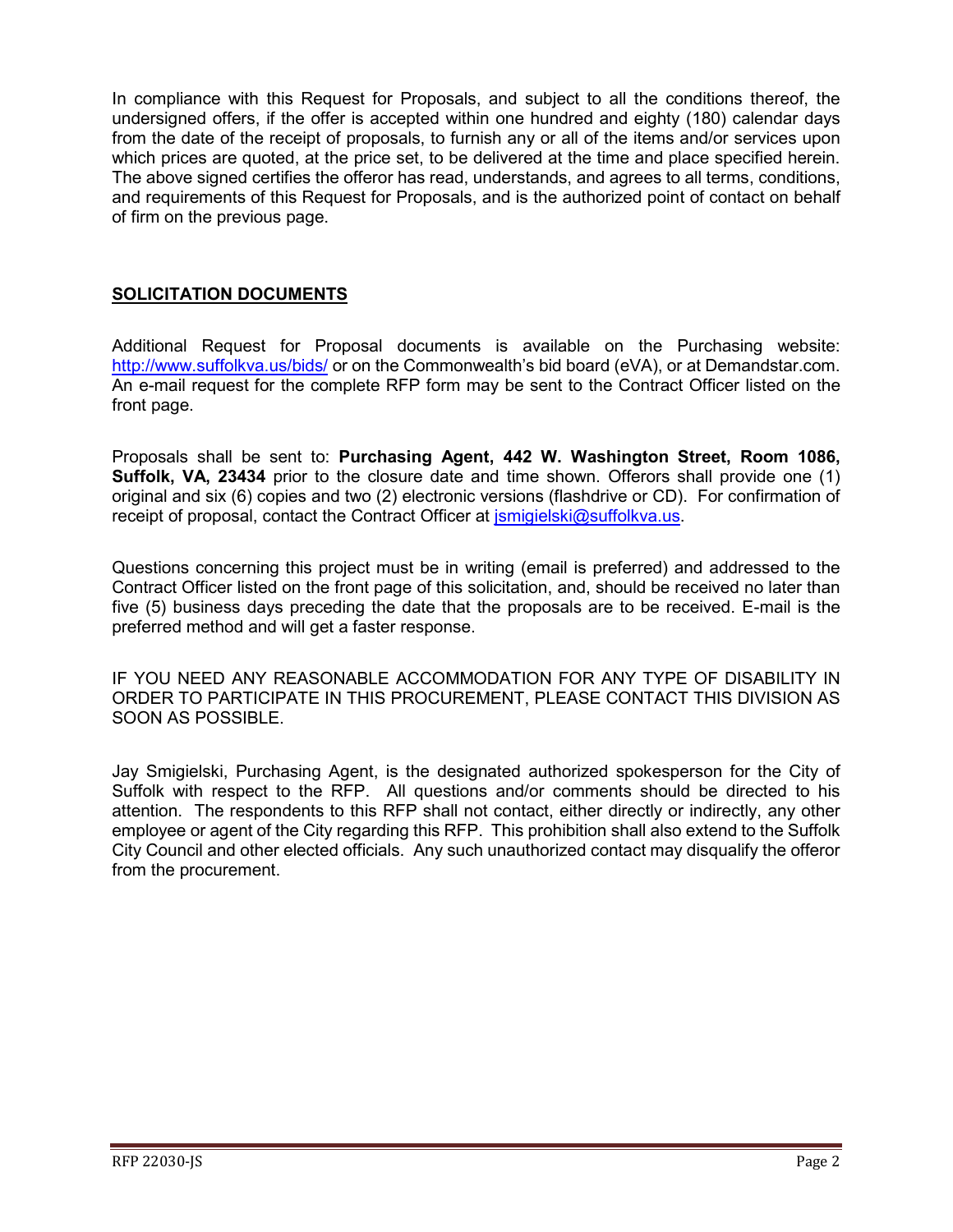In compliance with this Request for Proposals, and subject to all the conditions thereof, the undersigned offers, if the offer is accepted within one hundred and eighty (180) calendar days from the date of the receipt of proposals, to furnish any or all of the items and/or services upon which prices are quoted, at the price set, to be delivered at the time and place specified herein. The above signed certifies the offeror has read, understands, and agrees to all terms, conditions, and requirements of this Request for Proposals, and is the authorized point of contact on behalf of firm on the previous page.

## SOLICITATION DOCUMENTS

Additional Request for Proposal documents is available on the Purchasing website: http://www.suffolkva.us/bids/ or on the Commonwealth's bid board (eVA), or at Demandstar.com. An e-mail request for the complete RFP form may be sent to the Contract Officer listed on the front page.

Proposals shall be sent to: **Purchasing Agent, 442 W. Washington Street, Room 1086, Suffolk, VA, 23434** prior to the closure date and time shown. Offerors shall provide one (1) original and six (6) copies and two (2) electronic versions (flashdrive or CD). For confirmation of receipt of proposal, contact the Contract Officer at jsmigielski@suffolkva.us.

Questions concerning this project must be in writing (email is preferred) and addressed to the Contract Officer listed on the front page of this solicitation, and, should be received no later than five (5) business days preceding the date that the proposals are to be received. E-mail is the preferred method and will get a faster response.

IF YOU NEED ANY REASONABLE ACCOMMODATION FOR ANY TYPE OF DISABILITY IN ORDER TO PARTICIPATE IN THIS PROCUREMENT, PLEASE CONTACT THIS DIVISION AS SOON AS POSSIBLE.

Jay Smigielski, Purchasing Agent, is the designated authorized spokesperson for the City of Suffolk with respect to the RFP. All questions and/or comments should be directed to his attention. The respondents to this RFP shall not contact, either directly or indirectly, any other employee or agent of the City regarding this RFP. This prohibition shall also extend to the Suffolk City Council and other elected officials. Any such unauthorized contact may disqualify the offeror from the procurement.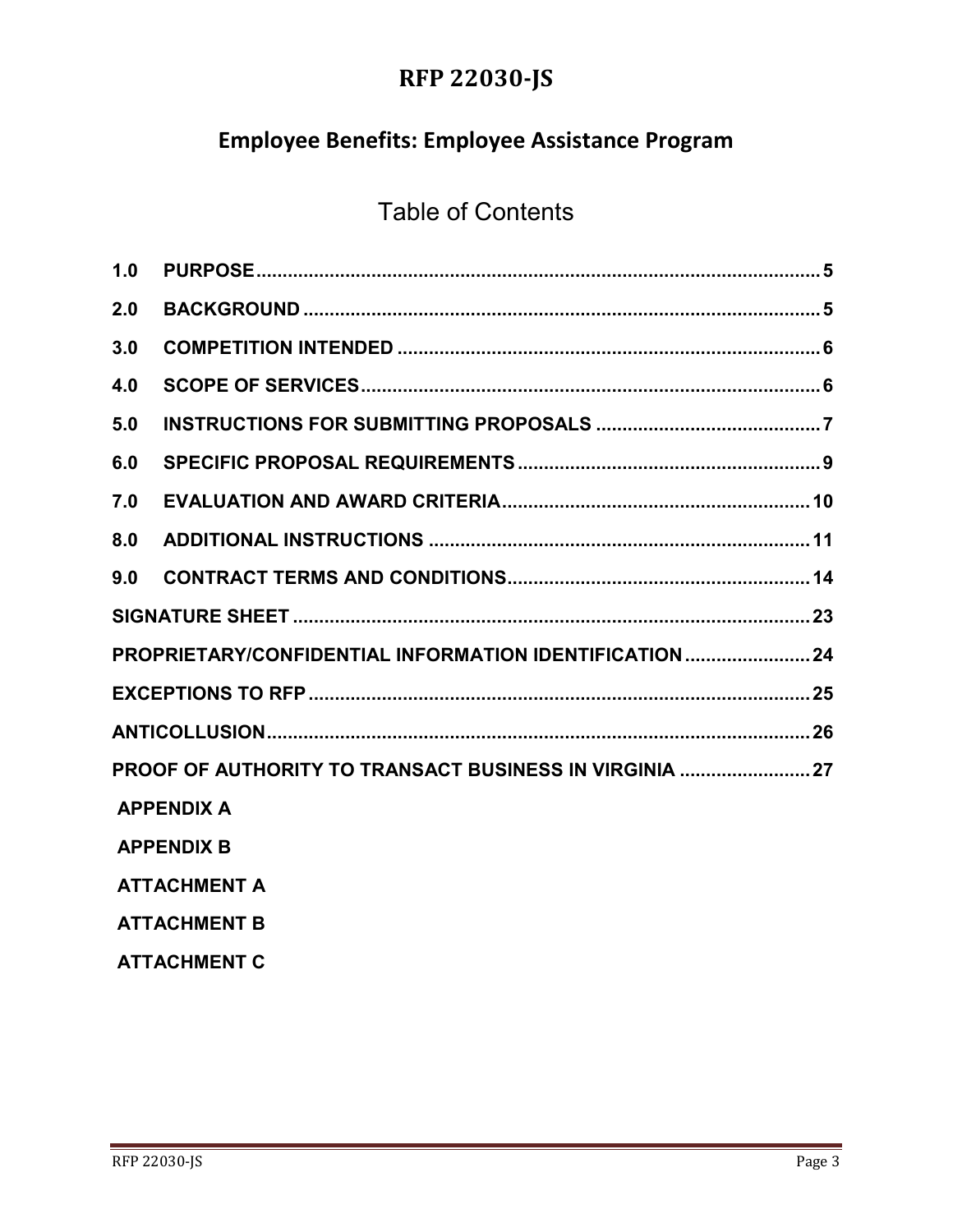# RFP 22030-JS

## Employee Benefits: Employee Assistance Program

### Table of Contents

| | | |
|---|---|---|
| 1.0 | PURPOSE | 5 |
| 2.0 | BACKGROUND | 5 |
| 3.0 | COMPETITION INTENDED | 6 |
| 4.0 | SCOPE OF SERVICES | 6 |
| 5.0 | INSTRUCTIONS FOR SUBMITTING PROPOSALS | 7 |
| 6.0 | SPECIFIC PROPOSAL REQUIREMENTS | 9 |
| 7.0 | EVALUATION AND AWARD CRITERIA | 10 |
| 8.0 | ADDITIONAL INSTRUCTIONS | 11 |
| 9.0 | CONTRACT TERMS AND CONDITIONS | 14 |
| SIGNATURE SHEET | | 23 |
| PROPRIETARY/CONFIDENTIAL INFORMATION IDENTIFICATION | | 24 |
| EXCEPTIONS TO RFP | | 25 |
| ANTICOLLUSION | | 26 |
| PROOF OF AUTHORITY TO TRANSACT BUSINESS IN VIRGINIA | | 27 |

**APPENDIX A**

**APPENDIX B**

**ATTACHMENT A**

**ATTACHMENT B**

**ATTACHMENT C**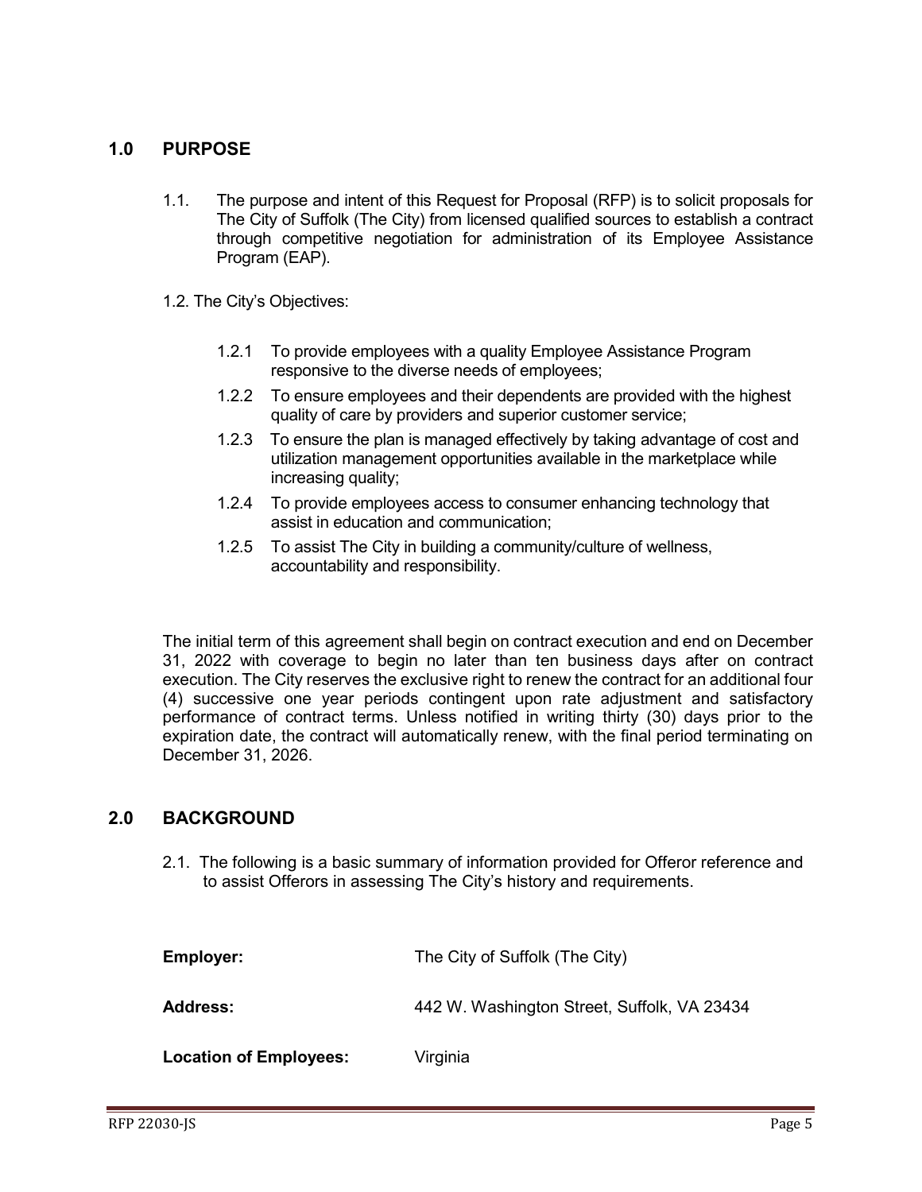## 1.0 PURPOSE

1.1. The purpose and intent of this Request for Proposal (RFP) is to solicit proposals for The City of Suffolk (The City) from licensed qualified sources to establish a contract through competitive negotiation for administration of its Employee Assistance Program (EAP).

1.2. The City's Objectives:

- 1.2.1 To provide employees with a quality Employee Assistance Program responsive to the diverse needs of employees;
- 1.2.2 To ensure employees and their dependents are provided with the highest quality of care by providers and superior customer service;
- 1.2.3 To ensure the plan is managed effectively by taking advantage of cost and utilization management opportunities available in the marketplace while increasing quality;
- 1.2.4 To provide employees access to consumer enhancing technology that assist in education and communication;
- 1.2.5 To assist The City in building a community/culture of wellness, accountability and responsibility.

The initial term of this agreement shall begin on contract execution and end on December 31, 2022 with coverage to begin no later than ten business days after on contract execution. The City reserves the exclusive right to renew the contract for an additional four (4) successive one year periods contingent upon rate adjustment and satisfactory performance of contract terms. Unless notified in writing thirty (30) days prior to the expiration date, the contract will automatically renew, with the final period terminating on December 31, 2026.

## 2.0 BACKGROUND

2.1. The following is a basic summary of information provided for Offeror reference and to assist Offerors in assessing The City's history and requirements.

**Employer:** The City of Suffolk (The City)

**Address:** 442 W. Washington Street, Suffolk, VA 23434

**Location of Employees:** Virginia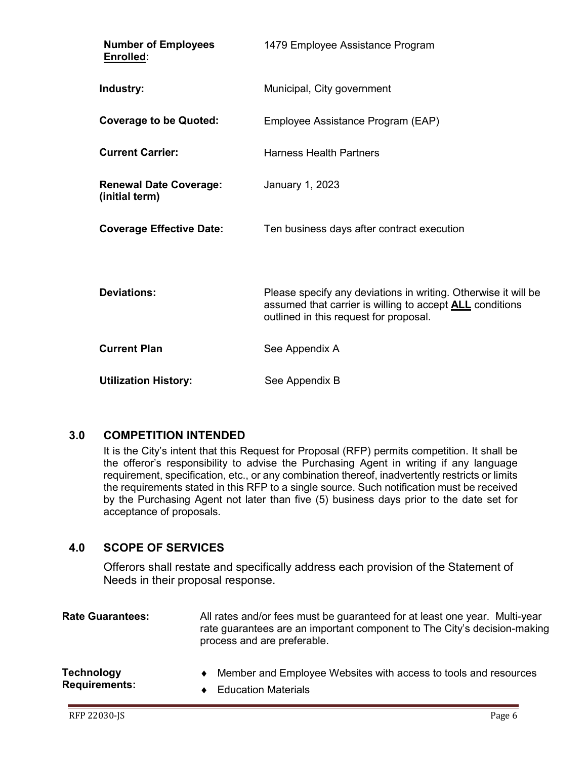| | |
|---|---|
| **Number of Employees Enrolled:** | 1479 Employee Assistance Program |
| **Industry:** | Municipal, City government |
| **Coverage to be Quoted:** | Employee Assistance Program (EAP) |
| **Current Carrier:** | Harness Health Partners |
| **Renewal Date Coverage: (initial term)** | January 1, 2023 |
| **Coverage Effective Date:** | Ten business days after contract execution |
| **Deviations:** | Please specify any deviations in writing. Otherwise it will be assumed that carrier is willing to accept **ALL** conditions outlined in this request for proposal. |
| **Current Plan** | See Appendix A |
| **Utilization History:** | See Appendix B |

## 3.0 COMPETITION INTENDED

It is the City's intent that this Request for Proposal (RFP) permits competition. It shall be the offeror's responsibility to advise the Purchasing Agent in writing if any language requirement, specification, etc., or any combination thereof, inadvertently restricts or limits the requirements stated in this RFP to a single source. Such notification must be received by the Purchasing Agent not later than five (5) business days prior to the date set for acceptance of proposals.

## 4.0 SCOPE OF SERVICES

Offerors shall restate and specifically address each provision of the Statement of Needs in their proposal response.

**Rate Guarantees:** All rates and/or fees must be guaranteed for at least one year. Multi-year rate guarantees are an important component to The City's decision-making process and are preferable.

**Technology Requirements:**

- Member and Employee Websites with access to tools and resources
- Education Materials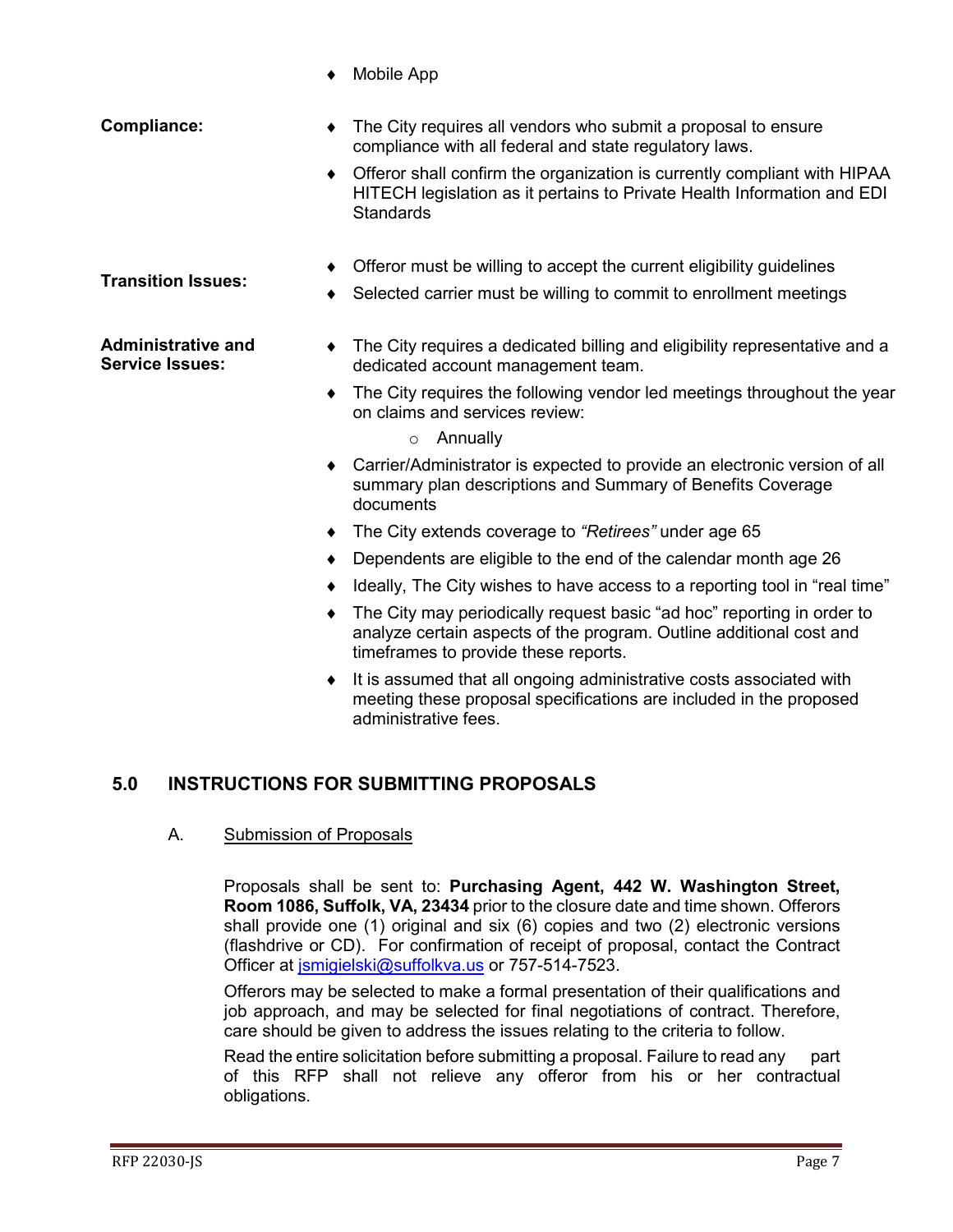- Mobile App

**Compliance:**

- The City requires all vendors who submit a proposal to ensure compliance with all federal and state regulatory laws.
- Offeror shall confirm the organization is currently compliant with HIPAA HITECH legislation as it pertains to Private Health Information and EDI Standards

**Transition Issues:**

- Offeror must be willing to accept the current eligibility guidelines
- Selected carrier must be willing to commit to enrollment meetings

**Administrative and Service Issues:**

- The City requires a dedicated billing and eligibility representative and a dedicated account management team.
- The City requires the following vendor led meetings throughout the year on claims and services review:
  - Annually
- Carrier/Administrator is expected to provide an electronic version of all summary plan descriptions and Summary of Benefits Coverage documents
- The City extends coverage to *"Retirees"* under age 65
- Dependents are eligible to the end of the calendar month age 26
- Ideally, The City wishes to have access to a reporting tool in "real time"
- The City may periodically request basic "ad hoc" reporting in order to analyze certain aspects of the program. Outline additional cost and timeframes to provide these reports.
- It is assumed that all ongoing administrative costs associated with meeting these proposal specifications are included in the proposed administrative fees.

## 5.0 INSTRUCTIONS FOR SUBMITTING PROPOSALS

### A. Submission of Proposals

Proposals shall be sent to: **Purchasing Agent, 442 W. Washington Street, Room 1086, Suffolk, VA, 23434** prior to the closure date and time shown. Offerors shall provide one (1) original and six (6) copies and two (2) electronic versions (flashdrive or CD). For confirmation of receipt of proposal, contact the Contract Officer at jsmigielski@suffolkva.us or 757-514-7523.

Offerors may be selected to make a formal presentation of their qualifications and job approach, and may be selected for final negotiations of contract. Therefore, care should be given to address the issues relating to the criteria to follow.

Read the entire solicitation before submitting a proposal. Failure to read any part of this RFP shall not relieve any offeror from his or her contractual obligations.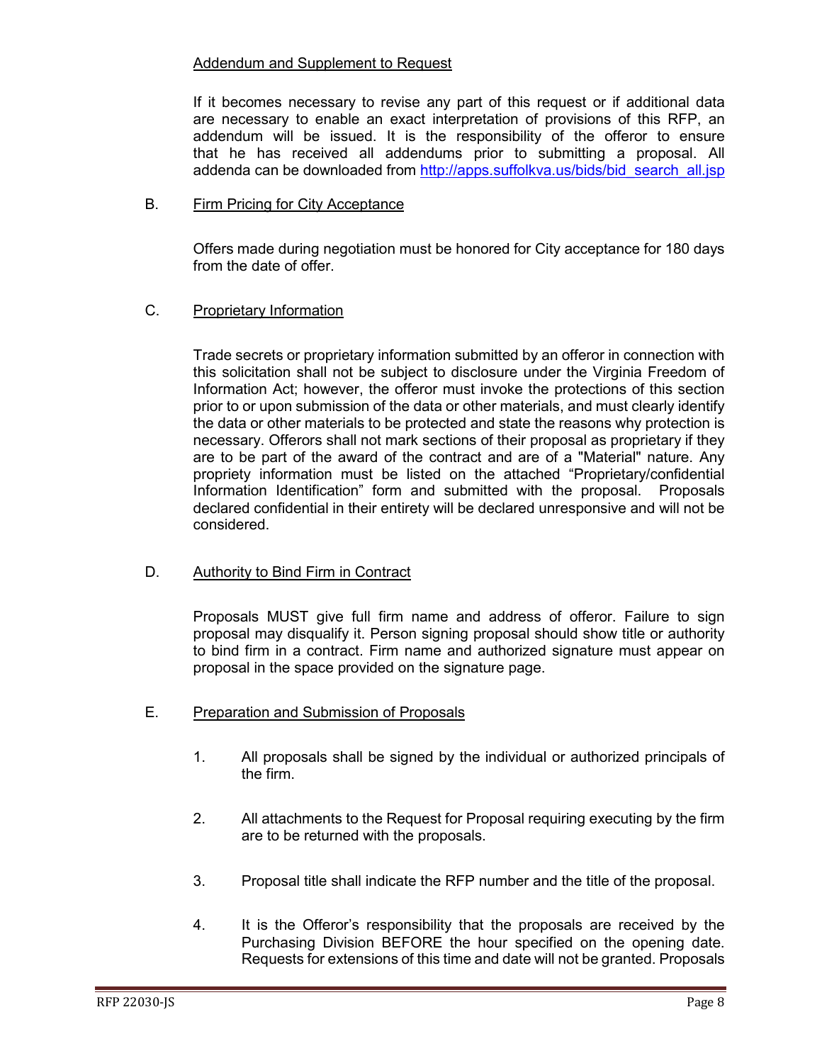Addendum and Supplement to Request

If it becomes necessary to revise any part of this request or if additional data are necessary to enable an exact interpretation of provisions of this RFP, an addendum will be issued. It is the responsibility of the offeror to ensure that he has received all addendums prior to submitting a proposal. All addenda can be downloaded from [http://apps.suffolkva.us/bids/bid_search_all.jsp](http://apps.suffolkva.us/bids/bid_search_all.jsp)

B. Firm Pricing for City Acceptance

Offers made during negotiation must be honored for City acceptance for 180 days from the date of offer.

C. Proprietary Information

Trade secrets or proprietary information submitted by an offeror in connection with this solicitation shall not be subject to disclosure under the Virginia Freedom of Information Act; however, the offeror must invoke the protections of this section prior to or upon submission of the data or other materials, and must clearly identify the data or other materials to be protected and state the reasons why protection is necessary. Offerors shall not mark sections of their proposal as proprietary if they are to be part of the award of the contract and are of a "Material" nature. Any propriety information must be listed on the attached "Proprietary/confidential Information Identification" form and submitted with the proposal. Proposals declared confidential in their entirety will be declared unresponsive and will not be considered.

D. Authority to Bind Firm in Contract

Proposals MUST give full firm name and address of offeror. Failure to sign proposal may disqualify it. Person signing proposal should show title or authority to bind firm in a contract. Firm name and authorized signature must appear on proposal in the space provided on the signature page.

E. Preparation and Submission of Proposals

1. All proposals shall be signed by the individual or authorized principals of the firm.
2. All attachments to the Request for Proposal requiring executing by the firm are to be returned with the proposals.
3. Proposal title shall indicate the RFP number and the title of the proposal.
4. It is the Offeror's responsibility that the proposals are received by the Purchasing Division BEFORE the hour specified on the opening date. Requests for extensions of this time and date will not be granted. Proposals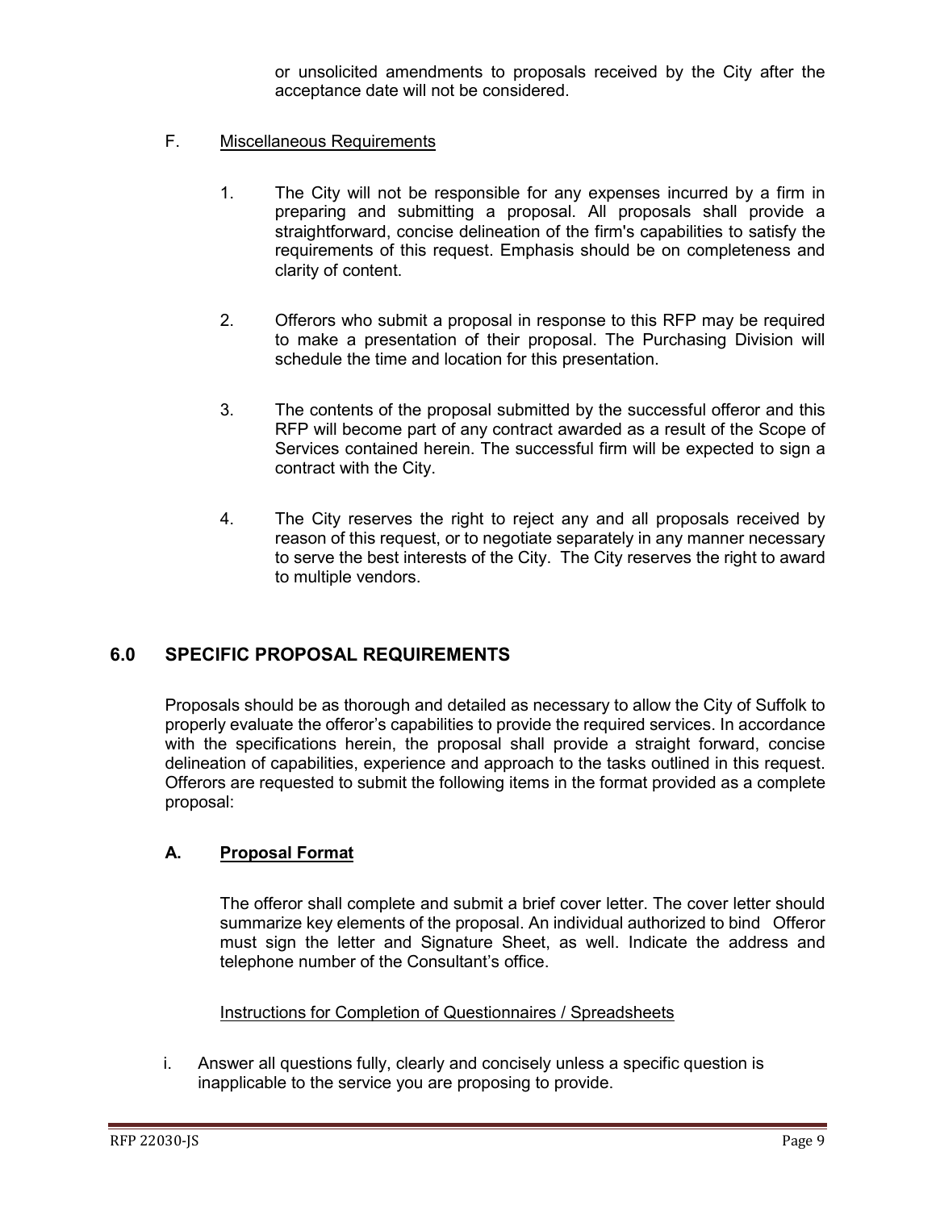or unsolicited amendments to proposals received by the City after the acceptance date will not be considered.

F. <u>Miscellaneous Requirements</u>

1. The City will not be responsible for any expenses incurred by a firm in preparing and submitting a proposal. All proposals shall provide a straightforward, concise delineation of the firm's capabilities to satisfy the requirements of this request. Emphasis should be on completeness and clarity of content.

2. Offerors who submit a proposal in response to this RFP may be required to make a presentation of their proposal. The Purchasing Division will schedule the time and location for this presentation.

3. The contents of the proposal submitted by the successful offeror and this RFP will become part of any contract awarded as a result of the Scope of Services contained herein. The successful firm will be expected to sign a contract with the City.

4. The City reserves the right to reject any and all proposals received by reason of this request, or to negotiate separately in any manner necessary to serve the best interests of the City. The City reserves the right to award to multiple vendors.

## 6.0 SPECIFIC PROPOSAL REQUIREMENTS

Proposals should be as thorough and detailed as necessary to allow the City of Suffolk to properly evaluate the offeror's capabilities to provide the required services. In accordance with the specifications herein, the proposal shall provide a straight forward, concise delineation of capabilities, experience and approach to the tasks outlined in this request. Offerors are requested to submit the following items in the format provided as a complete proposal:

### A. <u>Proposal Format</u>

The offeror shall complete and submit a brief cover letter. The cover letter should summarize key elements of the proposal. An individual authorized to bind Offeror must sign the letter and Signature Sheet, as well. Indicate the address and telephone number of the Consultant's office.

<u>Instructions for Completion of Questionnaires / Spreadsheets</u>

i. Answer all questions fully, clearly and concisely unless a specific question is inapplicable to the service you are proposing to provide.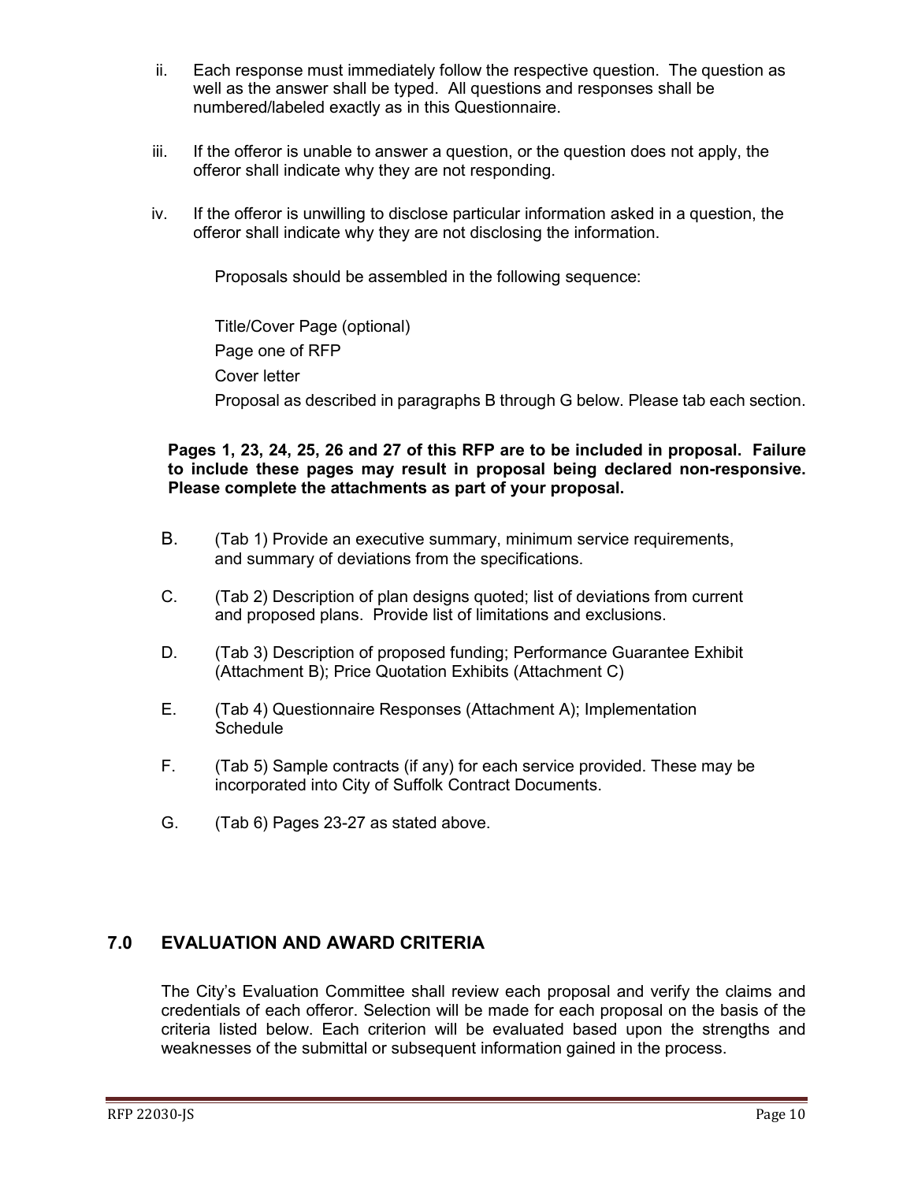ii. Each response must immediately follow the respective question. The question as well as the answer shall be typed. All questions and responses shall be numbered/labeled exactly as in this Questionnaire.

iii. If the offeror is unable to answer a question, or the question does not apply, the offeror shall indicate why they are not responding.

iv. If the offeror is unwilling to disclose particular information asked in a question, the offeror shall indicate why they are not disclosing the information.

Proposals should be assembled in the following sequence:

Title/Cover Page (optional)

Page one of RFP

Cover letter

Proposal as described in paragraphs B through G below. Please tab each section.

**Pages 1, 23, 24, 25, 26 and 27 of this RFP are to be included in proposal. Failure to include these pages may result in proposal being declared non-responsive. Please complete the attachments as part of your proposal.**

B. (Tab 1) Provide an executive summary, minimum service requirements, and summary of deviations from the specifications.

C. (Tab 2) Description of plan designs quoted; list of deviations from current and proposed plans. Provide list of limitations and exclusions.

D. (Tab 3) Description of proposed funding; Performance Guarantee Exhibit (Attachment B); Price Quotation Exhibits (Attachment C)

E. (Tab 4) Questionnaire Responses (Attachment A); Implementation Schedule

F. (Tab 5) Sample contracts (if any) for each service provided. These may be incorporated into City of Suffolk Contract Documents.

G. (Tab 6) Pages 23-27 as stated above.

## 7.0 EVALUATION AND AWARD CRITERIA

The City's Evaluation Committee shall review each proposal and verify the claims and credentials of each offeror. Selection will be made for each proposal on the basis of the criteria listed below. Each criterion will be evaluated based upon the strengths and weaknesses of the submittal or subsequent information gained in the process.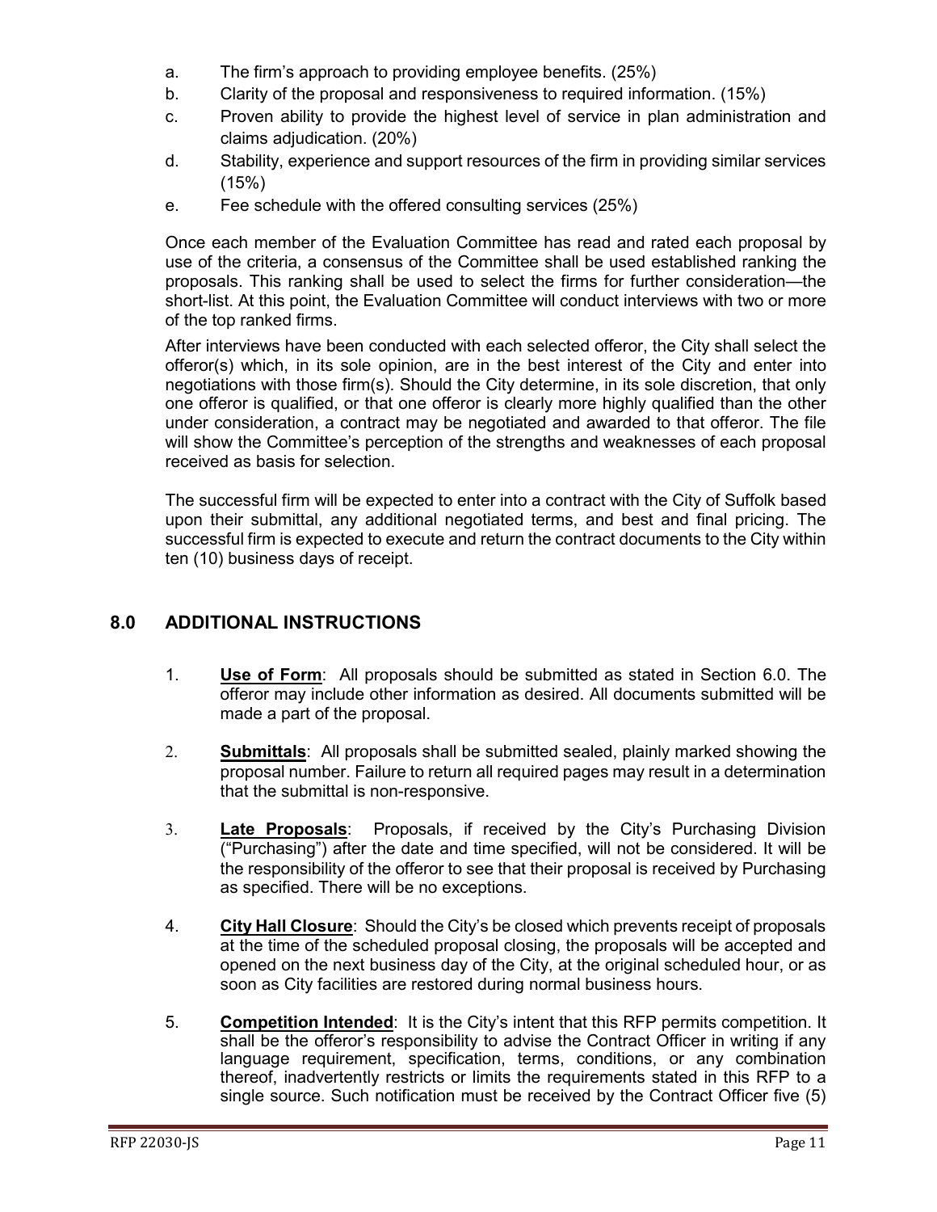a. The firm's approach to providing employee benefits. (25%)
b. Clarity of the proposal and responsiveness to required information. (15%)
c. Proven ability to provide the highest level of service in plan administration and claims adjudication. (20%)
d. Stability, experience and support resources of the firm in providing similar services (15%)
e. Fee schedule with the offered consulting services (25%)

Once each member of the Evaluation Committee has read and rated each proposal by use of the criteria, a consensus of the Committee shall be used established ranking the proposals. This ranking shall be used to select the firms for further consideration—the short-list. At this point, the Evaluation Committee will conduct interviews with two or more of the top ranked firms.

After interviews have been conducted with each selected offeror, the City shall select the offeror(s) which, in its sole opinion, are in the best interest of the City and enter into negotiations with those firm(s). Should the City determine, in its sole discretion, that only one offeror is qualified, or that one offeror is clearly more highly qualified than the other under consideration, a contract may be negotiated and awarded to that offeror. The file will show the Committee's perception of the strengths and weaknesses of each proposal received as basis for selection.

The successful firm will be expected to enter into a contract with the City of Suffolk based upon their submittal, any additional negotiated terms, and best and final pricing. The successful firm is expected to execute and return the contract documents to the City within ten (10) business days of receipt.

## 8.0 ADDITIONAL INSTRUCTIONS

1. **Use of Form**: All proposals should be submitted as stated in Section 6.0. The offeror may include other information as desired. All documents submitted will be made a part of the proposal.

2. **Submittals**: All proposals shall be submitted sealed, plainly marked showing the proposal number. Failure to return all required pages may result in a determination that the submittal is non-responsive.

3. **Late Proposals**: Proposals, if received by the City's Purchasing Division ("Purchasing") after the date and time specified, will not be considered. It will be the responsibility of the offeror to see that their proposal is received by Purchasing as specified. There will be no exceptions.

4. **City Hall Closure**: Should the City's be closed which prevents receipt of proposals at the time of the scheduled proposal closing, the proposals will be accepted and opened on the next business day of the City, at the original scheduled hour, or as soon as City facilities are restored during normal business hours.

5. **Competition Intended**: It is the City's intent that this RFP permits competition. It shall be the offeror's responsibility to advise the Contract Officer in writing if any language requirement, specification, terms, conditions, or any combination thereof, inadvertently restricts or limits the requirements stated in this RFP to a single source. Such notification must be received by the Contract Officer five (5)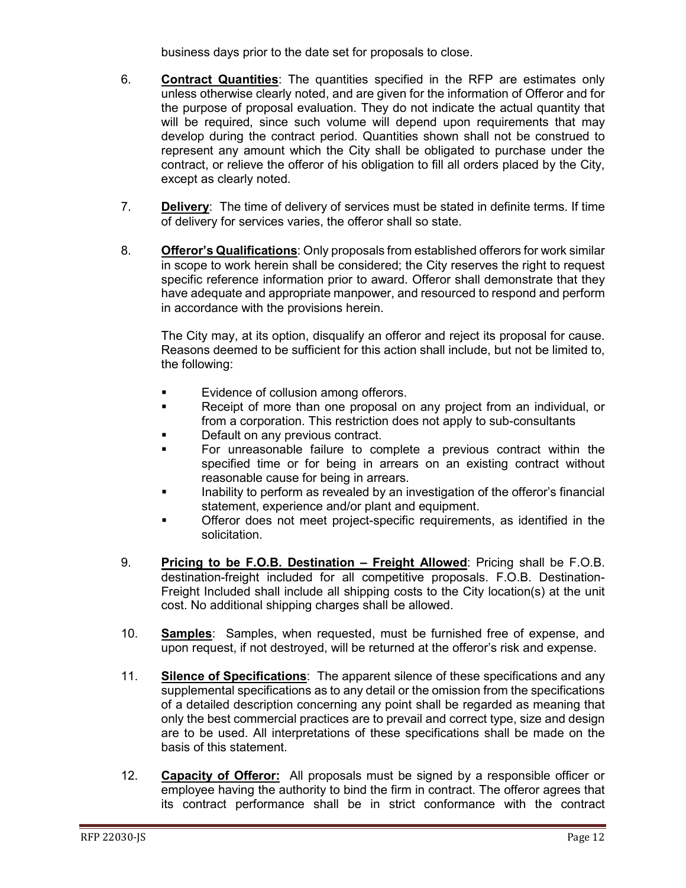business days prior to the date set for proposals to close.

6. **Contract Quantities**: The quantities specified in the RFP are estimates only unless otherwise clearly noted, and are given for the information of Offeror and for the purpose of proposal evaluation. They do not indicate the actual quantity that will be required, since such volume will depend upon requirements that may develop during the contract period. Quantities shown shall not be construed to represent any amount which the City shall be obligated to purchase under the contract, or relieve the offeror of his obligation to fill all orders placed by the City, except as clearly noted.

7. **Delivery**: The time of delivery of services must be stated in definite terms. If time of delivery for services varies, the offeror shall so state.

8. **Offeror's Qualifications**: Only proposals from established offerors for work similar in scope to work herein shall be considered; the City reserves the right to request specific reference information prior to award. Offeror shall demonstrate that they have adequate and appropriate manpower, and resourced to respond and perform in accordance with the provisions herein.

   The City may, at its option, disqualify an offeror and reject its proposal for cause. Reasons deemed to be sufficient for this action shall include, but not be limited to, the following:

   - Evidence of collusion among offerors.
   - Receipt of more than one proposal on any project from an individual, or from a corporation. This restriction does not apply to sub-consultants
   - Default on any previous contract.
   - For unreasonable failure to complete a previous contract within the specified time or for being in arrears on an existing contract without reasonable cause for being in arrears.
   - Inability to perform as revealed by an investigation of the offeror's financial statement, experience and/or plant and equipment.
   - Offeror does not meet project-specific requirements, as identified in the solicitation.

9. **Pricing to be F.O.B. Destination – Freight Allowed**: Pricing shall be F.O.B. destination-freight included for all competitive proposals. F.O.B. Destination-Freight Included shall include all shipping costs to the City location(s) at the unit cost. No additional shipping charges shall be allowed.

10. **Samples**: Samples, when requested, must be furnished free of expense, and upon request, if not destroyed, will be returned at the offeror's risk and expense.

11. **Silence of Specifications**: The apparent silence of these specifications and any supplemental specifications as to any detail or the omission from the specifications of a detailed description concerning any point shall be regarded as meaning that only the best commercial practices are to prevail and correct type, size and design are to be used. All interpretations of these specifications shall be made on the basis of this statement.

12. **Capacity of Offeror:** All proposals must be signed by a responsible officer or employee having the authority to bind the firm in contract. The offeror agrees that its contract performance shall be in strict conformance with the contract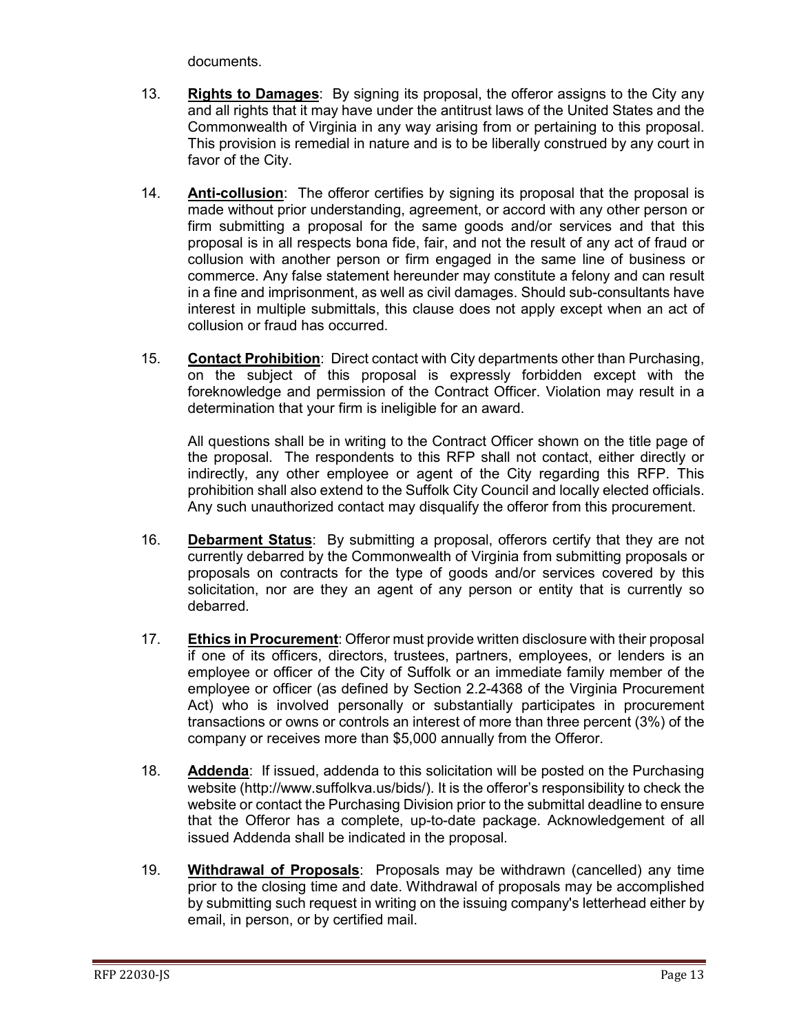documents.

13. **Rights to Damages**: By signing its proposal, the offeror assigns to the City any and all rights that it may have under the antitrust laws of the United States and the Commonwealth of Virginia in any way arising from or pertaining to this proposal. This provision is remedial in nature and is to be liberally construed by any court in favor of the City.

14. **Anti-collusion**: The offeror certifies by signing its proposal that the proposal is made without prior understanding, agreement, or accord with any other person or firm submitting a proposal for the same goods and/or services and that this proposal is in all respects bona fide, fair, and not the result of any act of fraud or collusion with another person or firm engaged in the same line of business or commerce. Any false statement hereunder may constitute a felony and can result in a fine and imprisonment, as well as civil damages. Should sub-consultants have interest in multiple submittals, this clause does not apply except when an act of collusion or fraud has occurred.

15. **Contact Prohibition**: Direct contact with City departments other than Purchasing, on the subject of this proposal is expressly forbidden except with the foreknowledge and permission of the Contract Officer. Violation may result in a determination that your firm is ineligible for an award.

    All questions shall be in writing to the Contract Officer shown on the title page of the proposal. The respondents to this RFP shall not contact, either directly or indirectly, any other employee or agent of the City regarding this RFP. This prohibition shall also extend to the Suffolk City Council and locally elected officials. Any such unauthorized contact may disqualify the offeror from this procurement.

16. **Debarment Status**: By submitting a proposal, offerors certify that they are not currently debarred by the Commonwealth of Virginia from submitting proposals or proposals on contracts for the type of goods and/or services covered by this solicitation, nor are they an agent of any person or entity that is currently so debarred.

17. **Ethics in Procurement**: Offeror must provide written disclosure with their proposal if one of its officers, directors, trustees, partners, employees, or lenders is an employee or officer of the City of Suffolk or an immediate family member of the employee or officer (as defined by Section 2.2-4368 of the Virginia Procurement Act) who is involved personally or substantially participates in procurement transactions or owns or controls an interest of more than three percent (3%) of the company or receives more than $5,000 annually from the Offeror.

18. **Addenda**: If issued, addenda to this solicitation will be posted on the Purchasing website (http://www.suffolkva.us/bids/). It is the offeror's responsibility to check the website or contact the Purchasing Division prior to the submittal deadline to ensure that the Offeror has a complete, up-to-date package. Acknowledgement of all issued Addenda shall be indicated in the proposal.

19. **Withdrawal of Proposals**: Proposals may be withdrawn (cancelled) any time prior to the closing time and date. Withdrawal of proposals may be accomplished by submitting such request in writing on the issuing company's letterhead either by email, in person, or by certified mail.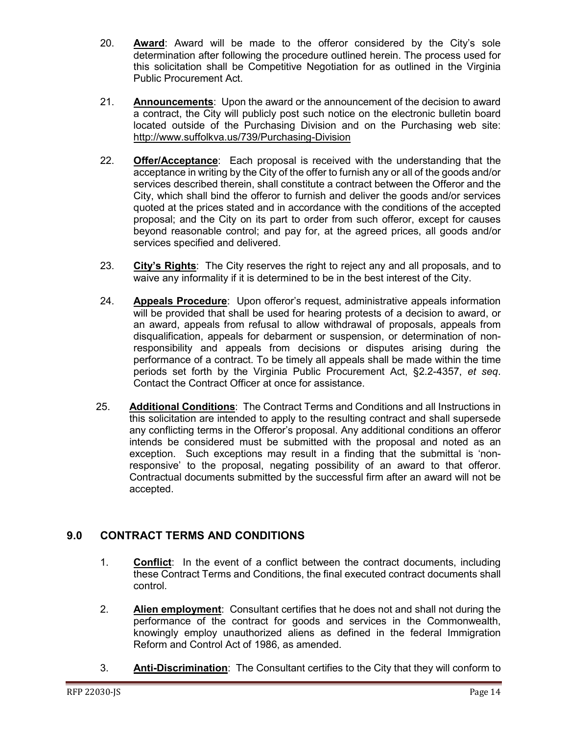20. **Award**: Award will be made to the offeror considered by the City's sole determination after following the procedure outlined herein. The process used for this solicitation shall be Competitive Negotiation for as outlined in the Virginia Public Procurement Act.

21. **Announcements**: Upon the award or the announcement of the decision to award a contract, the City will publicly post such notice on the electronic bulletin board located outside of the Purchasing Division and on the Purchasing web site: http://www.suffolkva.us/739/Purchasing-Division

22. **Offer/Acceptance**: Each proposal is received with the understanding that the acceptance in writing by the City of the offer to furnish any or all of the goods and/or services described therein, shall constitute a contract between the Offeror and the City, which shall bind the offeror to furnish and deliver the goods and/or services quoted at the prices stated and in accordance with the conditions of the accepted proposal; and the City on its part to order from such offeror, except for causes beyond reasonable control; and pay for, at the agreed prices, all goods and/or services specified and delivered.

23. **City's Rights**: The City reserves the right to reject any and all proposals, and to waive any informality if it is determined to be in the best interest of the City.

24. **Appeals Procedure**: Upon offeror's request, administrative appeals information will be provided that shall be used for hearing protests of a decision to award, or an award, appeals from refusal to allow withdrawal of proposals, appeals from disqualification, appeals for debarment or suspension, or determination of non-responsibility and appeals from decisions or disputes arising during the performance of a contract. To be timely all appeals shall be made within the time periods set forth by the Virginia Public Procurement Act, §2.2-4357, *et seq*. Contact the Contract Officer at once for assistance.

25. **Additional Conditions**: The Contract Terms and Conditions and all Instructions in this solicitation are intended to apply to the resulting contract and shall supersede any conflicting terms in the Offeror's proposal. Any additional conditions an offeror intends be considered must be submitted with the proposal and noted as an exception. Such exceptions may result in a finding that the submittal is 'non-responsive' to the proposal, negating possibility of an award to that offeror. Contractual documents submitted by the successful firm after an award will not be accepted.

## 9.0 CONTRACT TERMS AND CONDITIONS

1. **Conflict**: In the event of a conflict between the contract documents, including these Contract Terms and Conditions, the final executed contract documents shall control.

2. **Alien employment**: Consultant certifies that he does not and shall not during the performance of the contract for goods and services in the Commonwealth, knowingly employ unauthorized aliens as defined in the federal Immigration Reform and Control Act of 1986, as amended.

3. **Anti-Discrimination**: The Consultant certifies to the City that they will conform to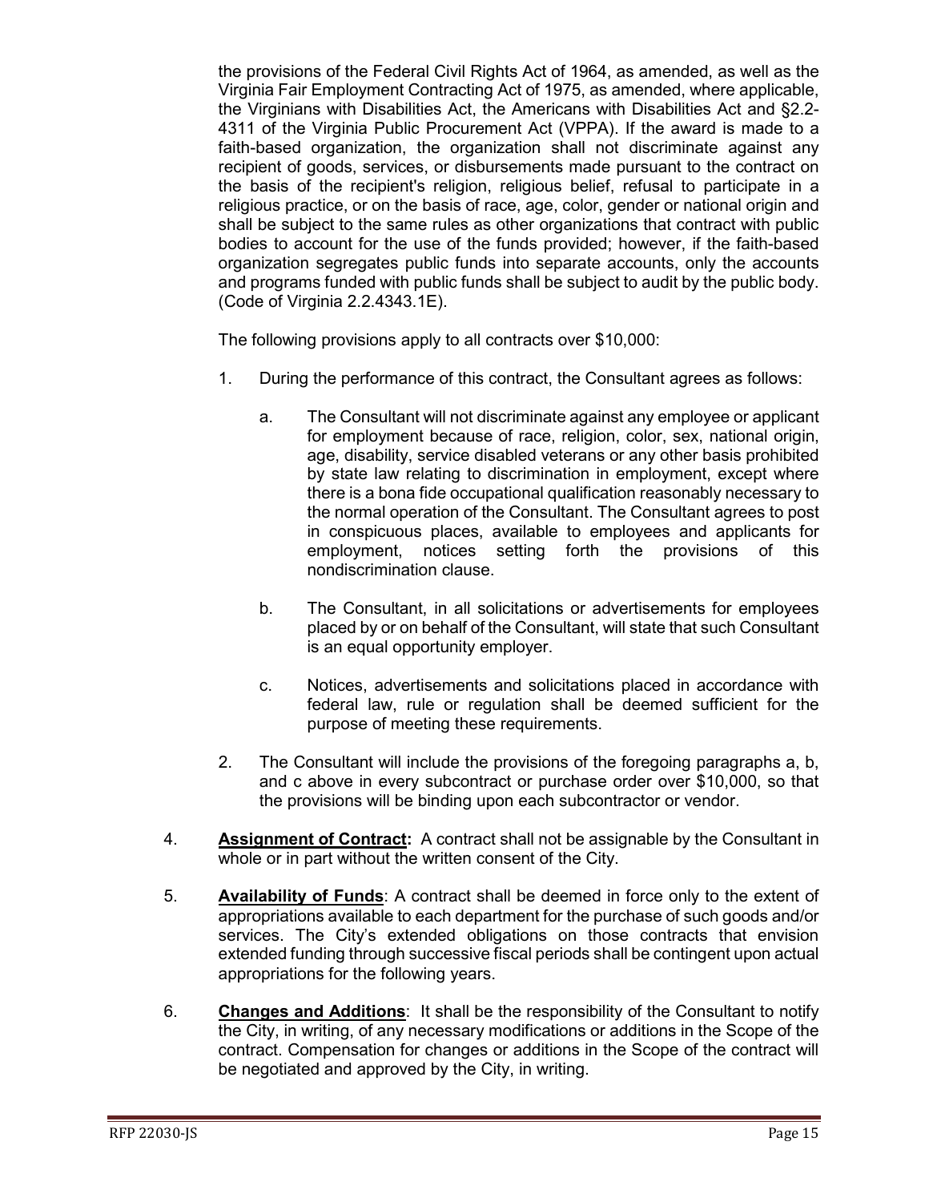the provisions of the Federal Civil Rights Act of 1964, as amended, as well as the Virginia Fair Employment Contracting Act of 1975, as amended, where applicable, the Virginians with Disabilities Act, the Americans with Disabilities Act and §2.2-4311 of the Virginia Public Procurement Act (VPPA). If the award is made to a faith-based organization, the organization shall not discriminate against any recipient of goods, services, or disbursements made pursuant to the contract on the basis of the recipient's religion, religious belief, refusal to participate in a religious practice, or on the basis of race, age, color, gender or national origin and shall be subject to the same rules as other organizations that contract with public bodies to account for the use of the funds provided; however, if the faith-based organization segregates public funds into separate accounts, only the accounts and programs funded with public funds shall be subject to audit by the public body. (Code of Virginia 2.2.4343.1E).

The following provisions apply to all contracts over $10,000:

1. During the performance of this contract, the Consultant agrees as follows:

   a. The Consultant will not discriminate against any employee or applicant for employment because of race, religion, color, sex, national origin, age, disability, service disabled veterans or any other basis prohibited by state law relating to discrimination in employment, except where there is a bona fide occupational qualification reasonably necessary to the normal operation of the Consultant. The Consultant agrees to post in conspicuous places, available to employees and applicants for employment, notices setting forth the provisions of this nondiscrimination clause.

   b. The Consultant, in all solicitations or advertisements for employees placed by or on behalf of the Consultant, will state that such Consultant is an equal opportunity employer.

   c. Notices, advertisements and solicitations placed in accordance with federal law, rule or regulation shall be deemed sufficient for the purpose of meeting these requirements.

2. The Consultant will include the provisions of the foregoing paragraphs a, b, and c above in every subcontract or purchase order over $10,000, so that the provisions will be binding upon each subcontractor or vendor.

4. **Assignment of Contract:** A contract shall not be assignable by the Consultant in whole or in part without the written consent of the City.

5. **Availability of Funds**: A contract shall be deemed in force only to the extent of appropriations available to each department for the purchase of such goods and/or services. The City's extended obligations on those contracts that envision extended funding through successive fiscal periods shall be contingent upon actual appropriations for the following years.

6. **Changes and Additions**: It shall be the responsibility of the Consultant to notify the City, in writing, of any necessary modifications or additions in the Scope of the contract. Compensation for changes or additions in the Scope of the contract will be negotiated and approved by the City, in writing.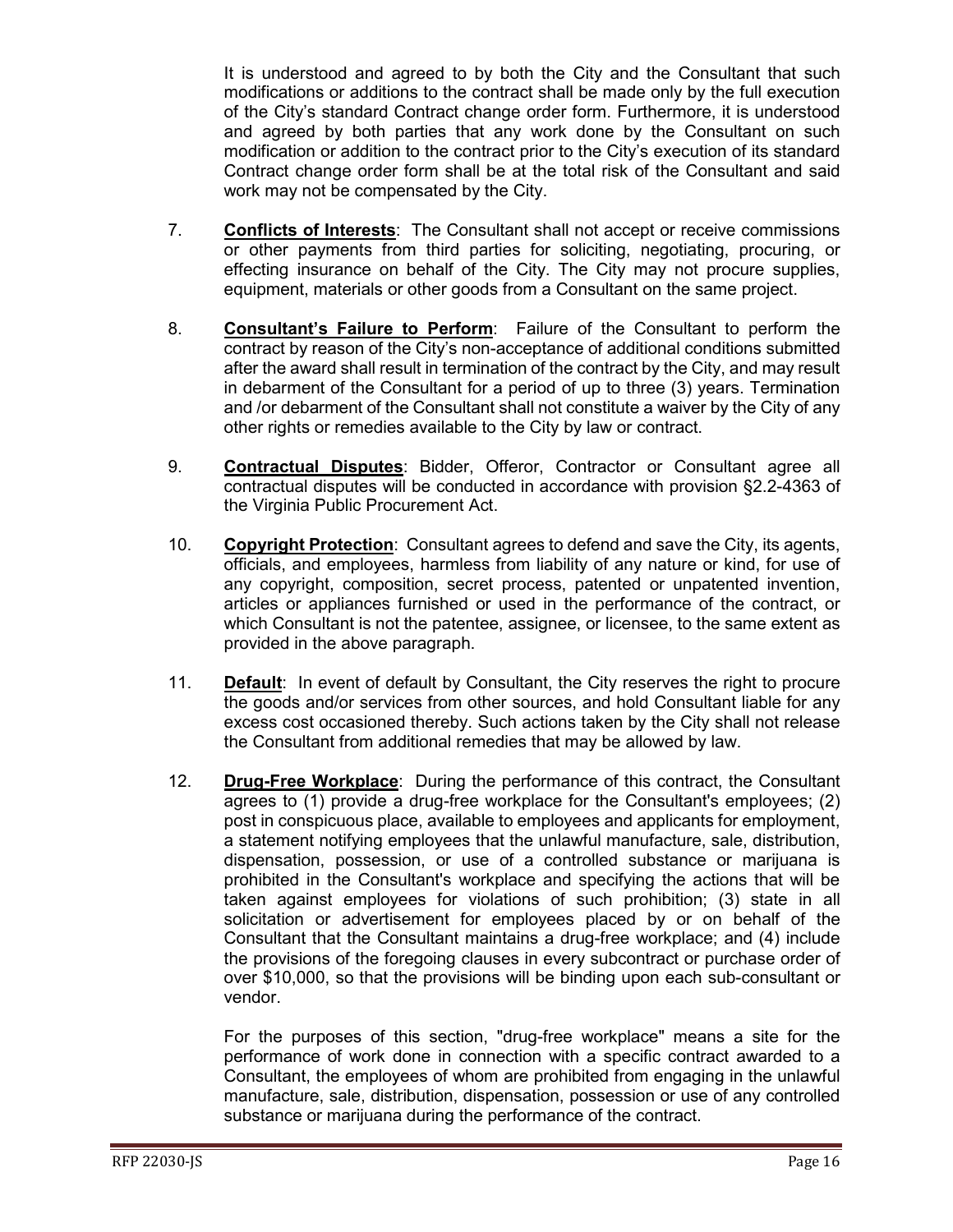It is understood and agreed to by both the City and the Consultant that such modifications or additions to the contract shall be made only by the full execution of the City's standard Contract change order form. Furthermore, it is understood and agreed by both parties that any work done by the Consultant on such modification or addition to the contract prior to the City's execution of its standard Contract change order form shall be at the total risk of the Consultant and said work may not be compensated by the City.

7. **Conflicts of Interests**: The Consultant shall not accept or receive commissions or other payments from third parties for soliciting, negotiating, procuring, or effecting insurance on behalf of the City. The City may not procure supplies, equipment, materials or other goods from a Consultant on the same project.

8. **Consultant's Failure to Perform**: Failure of the Consultant to perform the contract by reason of the City's non-acceptance of additional conditions submitted after the award shall result in termination of the contract by the City, and may result in debarment of the Consultant for a period of up to three (3) years. Termination and /or debarment of the Consultant shall not constitute a waiver by the City of any other rights or remedies available to the City by law or contract.

9. **Contractual Disputes**: Bidder, Offeror, Contractor or Consultant agree all contractual disputes will be conducted in accordance with provision §2.2-4363 of the Virginia Public Procurement Act.

10. **Copyright Protection**: Consultant agrees to defend and save the City, its agents, officials, and employees, harmless from liability of any nature or kind, for use of any copyright, composition, secret process, patented or unpatented invention, articles or appliances furnished or used in the performance of the contract, or which Consultant is not the patentee, assignee, or licensee, to the same extent as provided in the above paragraph.

11. **Default**: In event of default by Consultant, the City reserves the right to procure the goods and/or services from other sources, and hold Consultant liable for any excess cost occasioned thereby. Such actions taken by the City shall not release the Consultant from additional remedies that may be allowed by law.

12. **Drug-Free Workplace**: During the performance of this contract, the Consultant agrees to (1) provide a drug-free workplace for the Consultant's employees; (2) post in conspicuous place, available to employees and applicants for employment, a statement notifying employees that the unlawful manufacture, sale, distribution, dispensation, possession, or use of a controlled substance or marijuana is prohibited in the Consultant's workplace and specifying the actions that will be taken against employees for violations of such prohibition; (3) state in all solicitation or advertisement for employees placed by or on behalf of the Consultant that the Consultant maintains a drug-free workplace; and (4) include the provisions of the foregoing clauses in every subcontract or purchase order of over $10,000, so that the provisions will be binding upon each sub-consultant or vendor.

    For the purposes of this section, "drug-free workplace" means a site for the performance of work done in connection with a specific contract awarded to a Consultant, the employees of whom are prohibited from engaging in the unlawful manufacture, sale, distribution, dispensation, possession or use of any controlled substance or marijuana during the performance of the contract.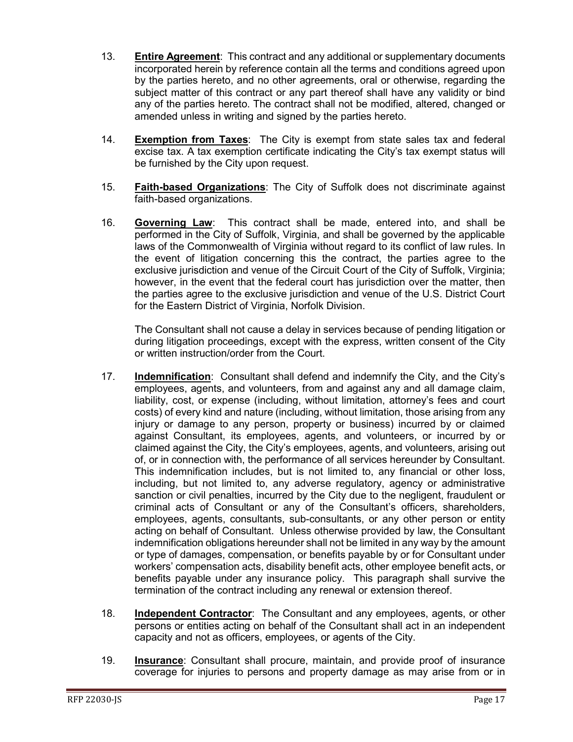13. **Entire Agreement**: This contract and any additional or supplementary documents incorporated herein by reference contain all the terms and conditions agreed upon by the parties hereto, and no other agreements, oral or otherwise, regarding the subject matter of this contract or any part thereof shall have any validity or bind any of the parties hereto. The contract shall not be modified, altered, changed or amended unless in writing and signed by the parties hereto.

14. **Exemption from Taxes**: The City is exempt from state sales tax and federal excise tax. A tax exemption certificate indicating the City's tax exempt status will be furnished by the City upon request.

15. **Faith-based Organizations**: The City of Suffolk does not discriminate against faith-based organizations.

16. **Governing Law**: This contract shall be made, entered into, and shall be performed in the City of Suffolk, Virginia, and shall be governed by the applicable laws of the Commonwealth of Virginia without regard to its conflict of law rules. In the event of litigation concerning this the contract, the parties agree to the exclusive jurisdiction and venue of the Circuit Court of the City of Suffolk, Virginia; however, in the event that the federal court has jurisdiction over the matter, then the parties agree to the exclusive jurisdiction and venue of the U.S. District Court for the Eastern District of Virginia, Norfolk Division.

    The Consultant shall not cause a delay in services because of pending litigation or during litigation proceedings, except with the express, written consent of the City or written instruction/order from the Court.

17. **Indemnification**: Consultant shall defend and indemnify the City, and the City's employees, agents, and volunteers, from and against any and all damage claim, liability, cost, or expense (including, without limitation, attorney's fees and court costs) of every kind and nature (including, without limitation, those arising from any injury or damage to any person, property or business) incurred by or claimed against Consultant, its employees, agents, and volunteers, or incurred by or claimed against the City, the City's employees, agents, and volunteers, arising out of, or in connection with, the performance of all services hereunder by Consultant. This indemnification includes, but is not limited to, any financial or other loss, including, but not limited to, any adverse regulatory, agency or administrative sanction or civil penalties, incurred by the City due to the negligent, fraudulent or criminal acts of Consultant or any of the Consultant's officers, shareholders, employees, agents, consultants, sub-consultants, or any other person or entity acting on behalf of Consultant. Unless otherwise provided by law, the Consultant indemnification obligations hereunder shall not be limited in any way by the amount or type of damages, compensation, or benefits payable by or for Consultant under workers' compensation acts, disability benefit acts, other employee benefit acts, or benefits payable under any insurance policy. This paragraph shall survive the termination of the contract including any renewal or extension thereof.

18. **Independent Contractor**: The Consultant and any employees, agents, or other persons or entities acting on behalf of the Consultant shall act in an independent capacity and not as officers, employees, or agents of the City.

19. **Insurance**: Consultant shall procure, maintain, and provide proof of insurance coverage for injuries to persons and property damage as may arise from or in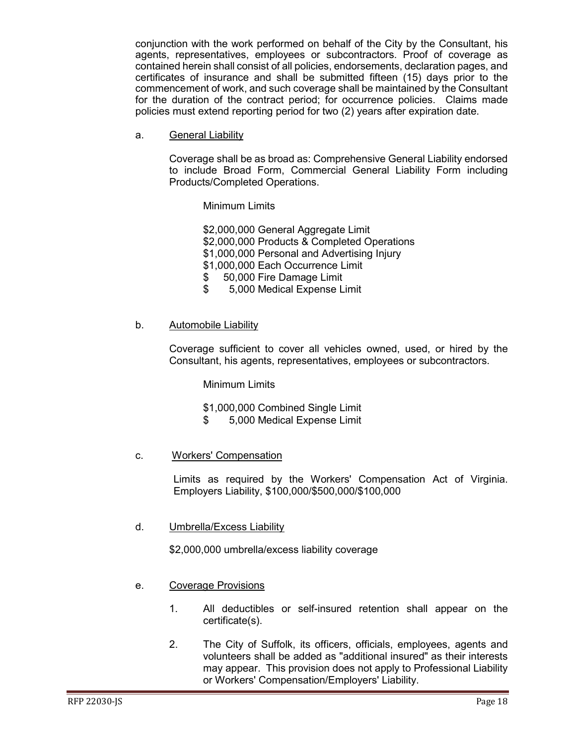conjunction with the work performed on behalf of the City by the Consultant, his agents, representatives, employees or subcontractors. Proof of coverage as contained herein shall consist of all policies, endorsements, declaration pages, and certificates of insurance and shall be submitted fifteen (15) days prior to the commencement of work, and such coverage shall be maintained by the Consultant for the duration of the contract period; for occurrence policies. Claims made policies must extend reporting period for two (2) years after expiration date.

a. General Liability

Coverage shall be as broad as: Comprehensive General Liability endorsed to include Broad Form, Commercial General Liability Form including Products/Completed Operations.

Minimum Limits

$2,000,000 General Aggregate Limit
$2,000,000 Products & Completed Operations
$1,000,000 Personal and Advertising Injury
$1,000,000 Each Occurrence Limit
$ 50,000 Fire Damage Limit
$ 5,000 Medical Expense Limit

b. Automobile Liability

Coverage sufficient to cover all vehicles owned, used, or hired by the Consultant, his agents, representatives, employees or subcontractors.

Minimum Limits

$1,000,000 Combined Single Limit
$ 5,000 Medical Expense Limit

c. Workers' Compensation

Limits as required by the Workers' Compensation Act of Virginia. Employers Liability, $100,000/$500,000/$100,000

d. Umbrella/Excess Liability

$2,000,000 umbrella/excess liability coverage

e. Coverage Provisions

1. All deductibles or self-insured retention shall appear on the certificate(s).

2. The City of Suffolk, its officers, officials, employees, agents and volunteers shall be added as "additional insured" as their interests may appear. This provision does not apply to Professional Liability or Workers' Compensation/Employers' Liability.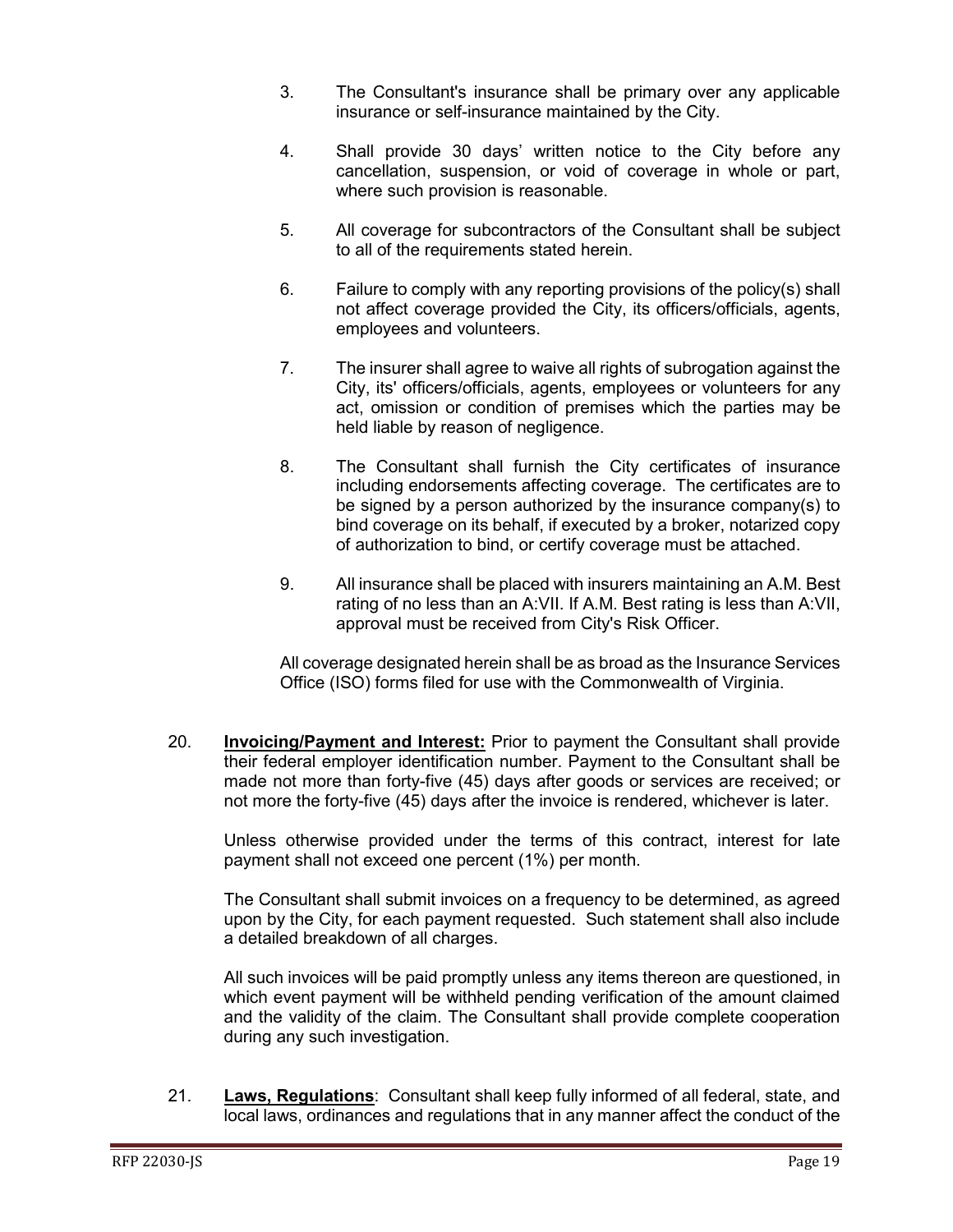3. The Consultant's insurance shall be primary over any applicable insurance or self-insurance maintained by the City.

4. Shall provide 30 days' written notice to the City before any cancellation, suspension, or void of coverage in whole or part, where such provision is reasonable.

5. All coverage for subcontractors of the Consultant shall be subject to all of the requirements stated herein.

6. Failure to comply with any reporting provisions of the policy(s) shall not affect coverage provided the City, its officers/officials, agents, employees and volunteers.

7. The insurer shall agree to waive all rights of subrogation against the City, its' officers/officials, agents, employees or volunteers for any act, omission or condition of premises which the parties may be held liable by reason of negligence.

8. The Consultant shall furnish the City certificates of insurance including endorsements affecting coverage. The certificates are to be signed by a person authorized by the insurance company(s) to bind coverage on its behalf, if executed by a broker, notarized copy of authorization to bind, or certify coverage must be attached.

9. All insurance shall be placed with insurers maintaining an A.M. Best rating of no less than an A:VII. If A.M. Best rating is less than A:VII, approval must be received from City's Risk Officer.

All coverage designated herein shall be as broad as the Insurance Services Office (ISO) forms filed for use with the Commonwealth of Virginia.

20. **Invoicing/Payment and Interest:** Prior to payment the Consultant shall provide their federal employer identification number. Payment to the Consultant shall be made not more than forty-five (45) days after goods or services are received; or not more the forty-five (45) days after the invoice is rendered, whichever is later.

    Unless otherwise provided under the terms of this contract, interest for late payment shall not exceed one percent (1%) per month.

    The Consultant shall submit invoices on a frequency to be determined, as agreed upon by the City, for each payment requested. Such statement shall also include a detailed breakdown of all charges.

    All such invoices will be paid promptly unless any items thereon are questioned, in which event payment will be withheld pending verification of the amount claimed and the validity of the claim. The Consultant shall provide complete cooperation during any such investigation.

21. **Laws, Regulations**: Consultant shall keep fully informed of all federal, state, and local laws, ordinances and regulations that in any manner affect the conduct of the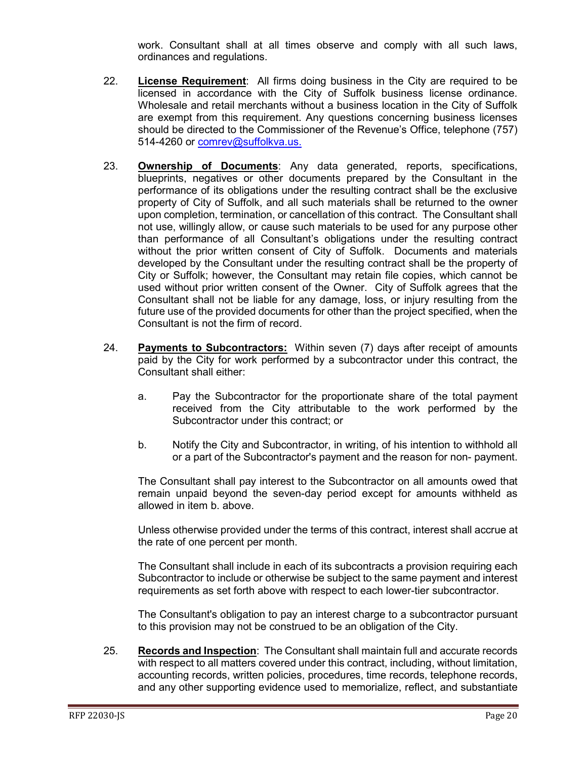work. Consultant shall at all times observe and comply with all such laws, ordinances and regulations.

22. **License Requirement**: All firms doing business in the City are required to be licensed in accordance with the City of Suffolk business license ordinance. Wholesale and retail merchants without a business location in the City of Suffolk are exempt from this requirement. Any questions concerning business licenses should be directed to the Commissioner of the Revenue's Office, telephone (757) 514-4260 or comrev@suffolkva.us.

23. **Ownership of Documents**: Any data generated, reports, specifications, blueprints, negatives or other documents prepared by the Consultant in the performance of its obligations under the resulting contract shall be the exclusive property of City of Suffolk, and all such materials shall be returned to the owner upon completion, termination, or cancellation of this contract. The Consultant shall not use, willingly allow, or cause such materials to be used for any purpose other than performance of all Consultant's obligations under the resulting contract without the prior written consent of City of Suffolk. Documents and materials developed by the Consultant under the resulting contract shall be the property of City or Suffolk; however, the Consultant may retain file copies, which cannot be used without prior written consent of the Owner. City of Suffolk agrees that the Consultant shall not be liable for any damage, loss, or injury resulting from the future use of the provided documents for other than the project specified, when the Consultant is not the firm of record.

24. **Payments to Subcontractors:** Within seven (7) days after receipt of amounts paid by the City for work performed by a subcontractor under this contract, the Consultant shall either:

    a. Pay the Subcontractor for the proportionate share of the total payment received from the City attributable to the work performed by the Subcontractor under this contract; or

    b. Notify the City and Subcontractor, in writing, of his intention to withhold all or a part of the Subcontractor's payment and the reason for non- payment.

    The Consultant shall pay interest to the Subcontractor on all amounts owed that remain unpaid beyond the seven-day period except for amounts withheld as allowed in item b. above.

    Unless otherwise provided under the terms of this contract, interest shall accrue at the rate of one percent per month.

    The Consultant shall include in each of its subcontracts a provision requiring each Subcontractor to include or otherwise be subject to the same payment and interest requirements as set forth above with respect to each lower-tier subcontractor.

    The Consultant's obligation to pay an interest charge to a subcontractor pursuant to this provision may not be construed to be an obligation of the City.

25. **Records and Inspection**: The Consultant shall maintain full and accurate records with respect to all matters covered under this contract, including, without limitation, accounting records, written policies, procedures, time records, telephone records, and any other supporting evidence used to memorialize, reflect, and substantiate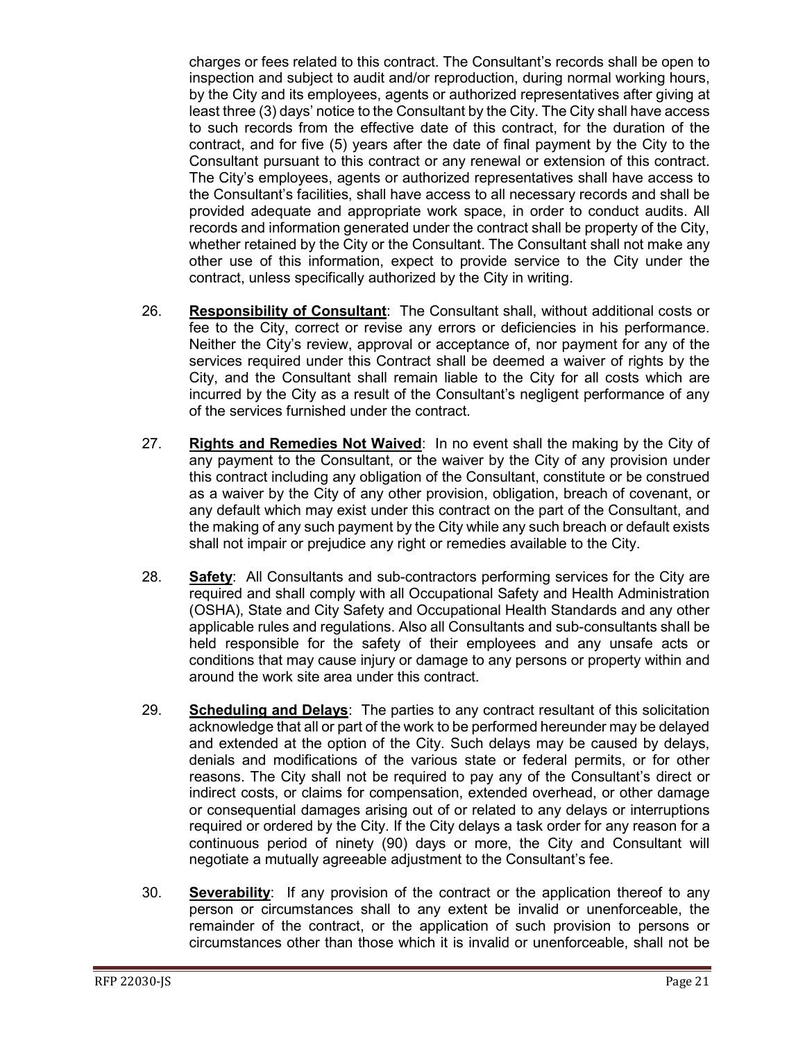charges or fees related to this contract. The Consultant's records shall be open to inspection and subject to audit and/or reproduction, during normal working hours, by the City and its employees, agents or authorized representatives after giving at least three (3) days' notice to the Consultant by the City. The City shall have access to such records from the effective date of this contract, for the duration of the contract, and for five (5) years after the date of final payment by the City to the Consultant pursuant to this contract or any renewal or extension of this contract. The City's employees, agents or authorized representatives shall have access to the Consultant's facilities, shall have access to all necessary records and shall be provided adequate and appropriate work space, in order to conduct audits. All records and information generated under the contract shall be property of the City, whether retained by the City or the Consultant. The Consultant shall not make any other use of this information, expect to provide service to the City under the contract, unless specifically authorized by the City in writing.

26. **Responsibility of Consultant**: The Consultant shall, without additional costs or fee to the City, correct or revise any errors or deficiencies in his performance. Neither the City's review, approval or acceptance of, nor payment for any of the services required under this Contract shall be deemed a waiver of rights by the City, and the Consultant shall remain liable to the City for all costs which are incurred by the City as a result of the Consultant's negligent performance of any of the services furnished under the contract.

27. **Rights and Remedies Not Waived**: In no event shall the making by the City of any payment to the Consultant, or the waiver by the City of any provision under this contract including any obligation of the Consultant, constitute or be construed as a waiver by the City of any other provision, obligation, breach of covenant, or any default which may exist under this contract on the part of the Consultant, and the making of any such payment by the City while any such breach or default exists shall not impair or prejudice any right or remedies available to the City.

28. **Safety**: All Consultants and sub-contractors performing services for the City are required and shall comply with all Occupational Safety and Health Administration (OSHA), State and City Safety and Occupational Health Standards and any other applicable rules and regulations. Also all Consultants and sub-consultants shall be held responsible for the safety of their employees and any unsafe acts or conditions that may cause injury or damage to any persons or property within and around the work site area under this contract.

29. **Scheduling and Delays**: The parties to any contract resultant of this solicitation acknowledge that all or part of the work to be performed hereunder may be delayed and extended at the option of the City. Such delays may be caused by delays, denials and modifications of the various state or federal permits, or for other reasons. The City shall not be required to pay any of the Consultant's direct or indirect costs, or claims for compensation, extended overhead, or other damage or consequential damages arising out of or related to any delays or interruptions required or ordered by the City. If the City delays a task order for any reason for a continuous period of ninety (90) days or more, the City and Consultant will negotiate a mutually agreeable adjustment to the Consultant's fee.

30. **Severability**: If any provision of the contract or the application thereof to any person or circumstances shall to any extent be invalid or unenforceable, the remainder of the contract, or the application of such provision to persons or circumstances other than those which it is invalid or unenforceable, shall not be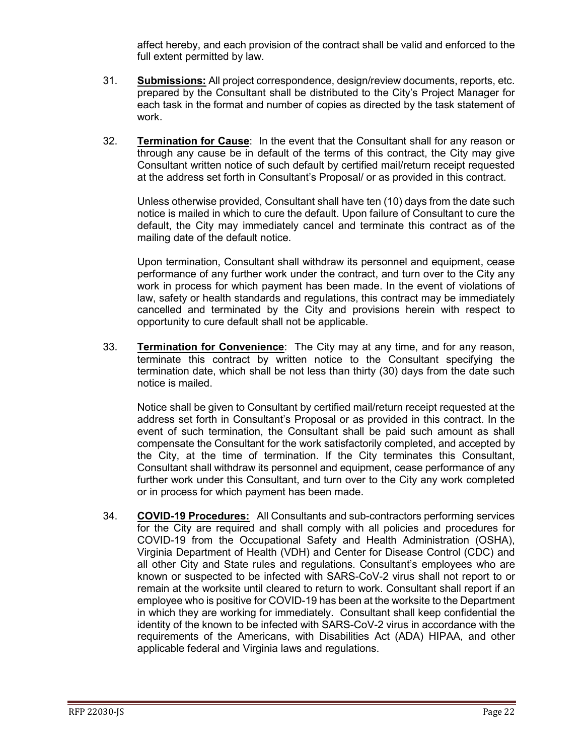affect hereby, and each provision of the contract shall be valid and enforced to the full extent permitted by law.

31. **Submissions:** All project correspondence, design/review documents, reports, etc. prepared by the Consultant shall be distributed to the City's Project Manager for each task in the format and number of copies as directed by the task statement of work.

32. **Termination for Cause**: In the event that the Consultant shall for any reason or through any cause be in default of the terms of this contract, the City may give Consultant written notice of such default by certified mail/return receipt requested at the address set forth in Consultant's Proposal/ or as provided in this contract.

    Unless otherwise provided, Consultant shall have ten (10) days from the date such notice is mailed in which to cure the default. Upon failure of Consultant to cure the default, the City may immediately cancel and terminate this contract as of the mailing date of the default notice.

    Upon termination, Consultant shall withdraw its personnel and equipment, cease performance of any further work under the contract, and turn over to the City any work in process for which payment has been made. In the event of violations of law, safety or health standards and regulations, this contract may be immediately cancelled and terminated by the City and provisions herein with respect to opportunity to cure default shall not be applicable.

33. **Termination for Convenience**: The City may at any time, and for any reason, terminate this contract by written notice to the Consultant specifying the termination date, which shall be not less than thirty (30) days from the date such notice is mailed.

    Notice shall be given to Consultant by certified mail/return receipt requested at the address set forth in Consultant's Proposal or as provided in this contract. In the event of such termination, the Consultant shall be paid such amount as shall compensate the Consultant for the work satisfactorily completed, and accepted by the City, at the time of termination. If the City terminates this Consultant, Consultant shall withdraw its personnel and equipment, cease performance of any further work under this Consultant, and turn over to the City any work completed or in process for which payment has been made.

34. **COVID-19 Procedures:** All Consultants and sub-contractors performing services for the City are required and shall comply with all policies and procedures for COVID-19 from the Occupational Safety and Health Administration (OSHA), Virginia Department of Health (VDH) and Center for Disease Control (CDC) and all other City and State rules and regulations. Consultant's employees who are known or suspected to be infected with SARS-CoV-2 virus shall not report to or remain at the worksite until cleared to return to work. Consultant shall report if an employee who is positive for COVID-19 has been at the worksite to the Department in which they are working for immediately. Consultant shall keep confidential the identity of the known to be infected with SARS-CoV-2 virus in accordance with the requirements of the Americans, with Disabilities Act (ADA) HIPAA, and other applicable federal and Virginia laws and regulations.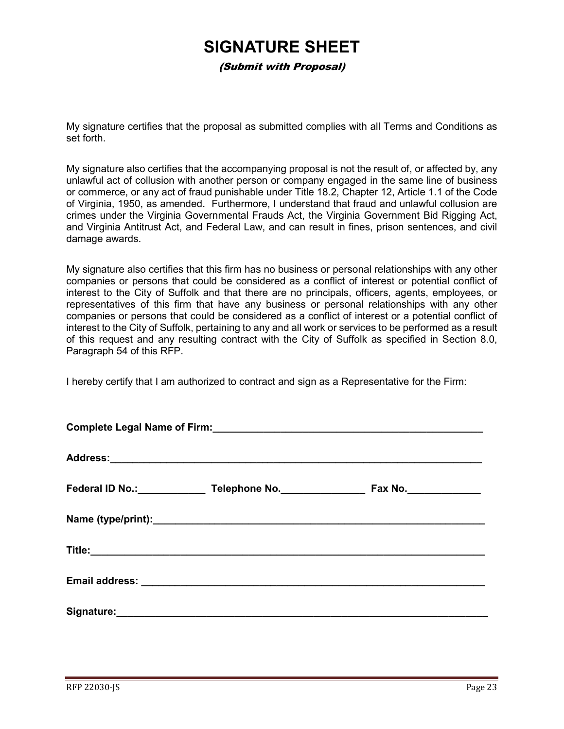# SIGNATURE SHEET

*(Submit with Proposal)*

My signature certifies that the proposal as submitted complies with all Terms and Conditions as set forth.

My signature also certifies that the accompanying proposal is not the result of, or affected by, any unlawful act of collusion with another person or company engaged in the same line of business or commerce, or any act of fraud punishable under Title 18.2, Chapter 12, Article 1.1 of the Code of Virginia, 1950, as amended. Furthermore, I understand that fraud and unlawful collusion are crimes under the Virginia Governmental Frauds Act, the Virginia Government Bid Rigging Act, and Virginia Antitrust Act, and Federal Law, and can result in fines, prison sentences, and civil damage awards.

My signature also certifies that this firm has no business or personal relationships with any other companies or persons that could be considered as a conflict of interest or potential conflict of interest to the City of Suffolk and that there are no principals, officers, agents, employees, or representatives of this firm that have any business or personal relationships with any other companies or persons that could be considered as a conflict of interest or a potential conflict of interest to the City of Suffolk, pertaining to any and all work or services to be performed as a result of this request and any resulting contract with the City of Suffolk as specified in Section 8.0, Paragraph 54 of this RFP.

I hereby certify that I am authorized to contract and sign as a Representative for the Firm:

**Complete Legal Name of Firm:**__________________________________________________

**Address:**__________________________________________________________________

**Federal ID No.:**____________ **Telephone No.**_______________ **Fax No.**_____________

**Name (type/print):**__________________________________________________________

**Title:**_____________________________________________________________________

**Email address:** _____________________________________________________________

**Signature:**_________________________________________________________________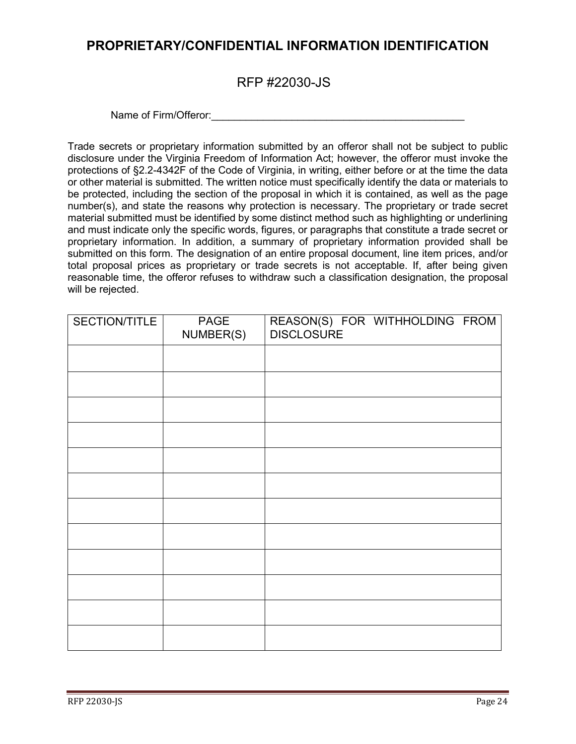# PROPRIETARY/CONFIDENTIAL INFORMATION IDENTIFICATION

## RFP #22030-JS

Name of Firm/Offeror:_____________________________________________

Trade secrets or proprietary information submitted by an offeror shall not be subject to public disclosure under the Virginia Freedom of Information Act; however, the offeror must invoke the protections of §2.2-4342F of the Code of Virginia, in writing, either before or at the time the data or other material is submitted. The written notice must specifically identify the data or materials to be protected, including the section of the proposal in which it is contained, as well as the page number(s), and state the reasons why protection is necessary. The proprietary or trade secret material submitted must be identified by some distinct method such as highlighting or underlining and must indicate only the specific words, figures, or paragraphs that constitute a trade secret or proprietary information. In addition, a summary of proprietary information provided shall be submitted on this form. The designation of an entire proposal document, line item prices, and/or total proposal prices as proprietary or trade secrets is not acceptable. If, after being given reasonable time, the offeror refuses to withdraw such a classification designation, the proposal will be rejected.

| SECTION/TITLE | PAGE NUMBER(S) | REASON(S) FOR WITHHOLDING FROM DISCLOSURE |
|---|---|---|
| | | |
| | | |
| | | |
| | | |
| | | |
| | | |
| | | |
| | | |
| | | |
| | | |
| | | |
| | | |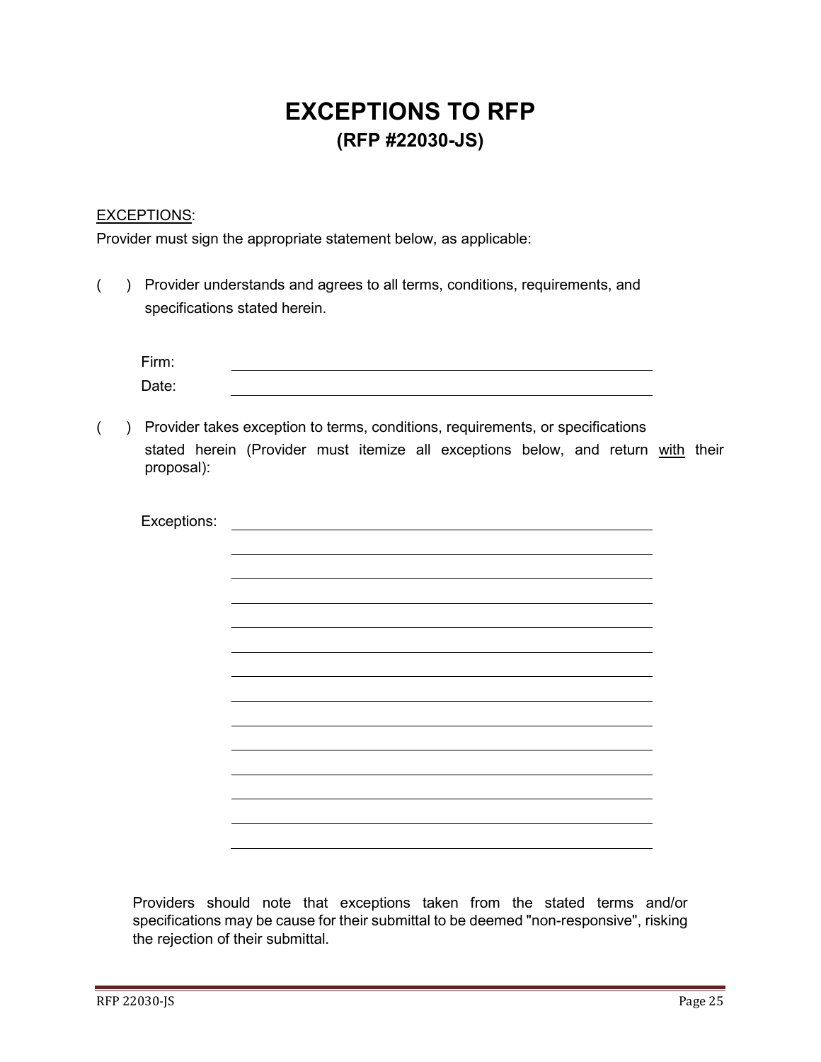# EXCEPTIONS TO RFP

## (RFP #22030-JS)

EXCEPTIONS:

Provider must sign the appropriate statement below, as applicable:

( ) Provider understands and agrees to all terms, conditions, requirements, and specifications stated herein.

Firm: ______________________________________________

Date: ______________________________________________

( ) Provider takes exception to terms, conditions, requirements, or specifications stated herein (Provider must itemize all exceptions below, and return with their proposal):

Exceptions: ______________________________________________

______________________________________________

______________________________________________

______________________________________________

______________________________________________

______________________________________________

______________________________________________

______________________________________________

______________________________________________

______________________________________________

______________________________________________

______________________________________________

______________________________________________

______________________________________________

Providers should note that exceptions taken from the stated terms and/or specifications may be cause for their submittal to be deemed "non-responsive", risking the rejection of their submittal.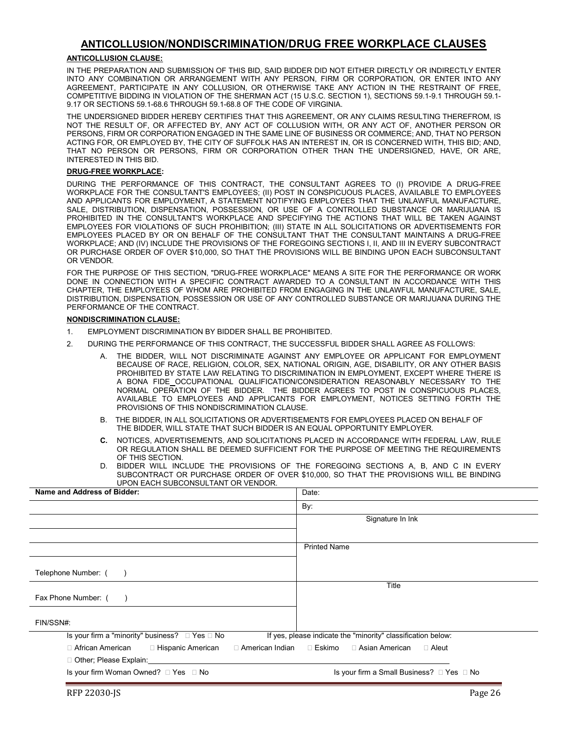## ANTICOLLUSION/NONDISCRIMINATION/DRUG FREE WORKPLACE CLAUSES

**ANTICOLLUSION CLAUSE:**

IN THE PREPARATION AND SUBMISSION OF THIS BID, SAID BIDDER DID NOT EITHER DIRECTLY OR INDIRECTLY ENTER INTO ANY COMBINATION OR ARRANGEMENT WITH ANY PERSON, FIRM OR CORPORATION, OR ENTER INTO ANY AGREEMENT, PARTICIPATE IN ANY COLLUSION, OR OTHERWISE TAKE ANY ACTION IN THE RESTRAINT OF FREE, COMPETITIVE BIDDING IN VIOLATION OF THE SHERMAN ACT (15 U.S.C. SECTION 1), SECTIONS 59.1-9.1 THROUGH 59.1-9.17 OR SECTIONS 59.1-68.6 THROUGH 59.1-68.8 OF THE CODE OF VIRGINIA.

THE UNDERSIGNED BIDDER HEREBY CERTIFIES THAT THIS AGREEMENT, OR ANY CLAIMS RESULTING THEREFROM, IS NOT THE RESULT OF, OR AFFECTED BY, ANY ACT OF COLLUSION WITH, OR ANY ACT OF, ANOTHER PERSON OR PERSONS, FIRM OR CORPORATION ENGAGED IN THE SAME LINE OF BUSINESS OR COMMERCE; AND, THAT NO PERSON ACTING FOR, OR EMPLOYED BY, THE CITY OF SUFFOLK HAS AN INTEREST IN, OR IS CONCERNED WITH, THIS BID; AND, THAT NO PERSON OR PERSONS, FIRM OR CORPORATION OTHER THAN THE UNDERSIGNED, HAVE, OR ARE, INTERESTED IN THIS BID.

**DRUG-FREE WORKPLACE:**

DURING THE PERFORMANCE OF THIS CONTRACT, THE CONSULTANT AGREES TO (I) PROVIDE A DRUG-FREE WORKPLACE FOR THE CONSULTANT'S EMPLOYEES; (II) POST IN CONSPICUOUS PLACES, AVAILABLE TO EMPLOYEES AND APPLICANTS FOR EMPLOYMENT, A STATEMENT NOTIFYING EMPLOYEES THAT THE UNLAWFUL MANUFACTURE, SALE, DISTRIBUTION, DISPENSATION, POSSESSION, OR USE OF A CONTROLLED SUBSTANCE OR MARIJUANA IS PROHIBITED IN THE CONSULTANT'S WORKPLACE AND SPECIFYING THE ACTIONS THAT WILL BE TAKEN AGAINST EMPLOYEES FOR VIOLATIONS OF SUCH PROHIBITION; (III) STATE IN ALL SOLICITATIONS OR ADVERTISEMENTS FOR EMPLOYEES PLACED BY OR ON BEHALF OF THE CONSULTANT THAT THE CONSULTANT MAINTAINS A DRUG-FREE WORKPLACE; AND (IV) INCLUDE THE PROVISIONS OF THE FOREGOING SECTIONS I, II, AND III IN EVERY SUBCONTRACT OR PURCHASE ORDER OF OVER $10,000, SO THAT THE PROVISIONS WILL BE BINDING UPON EACH SUBCONSULTANT OR VENDOR.

FOR THE PURPOSE OF THIS SECTION, "DRUG-FREE WORKPLACE" MEANS A SITE FOR THE PERFORMANCE OR WORK DONE IN CONNECTION WITH A SPECIFIC CONTRACT AWARDED TO A CONSULTANT IN ACCORDANCE WITH THIS CHAPTER, THE EMPLOYEES OF WHOM ARE PROHIBITED FROM ENGAGING IN THE UNLAWFUL MANUFACTURE, SALE, DISTRIBUTION, DISPENSATION, POSSESSION OR USE OF ANY CONTROLLED SUBSTANCE OR MARIJUANA DURING THE PERFORMANCE OF THE CONTRACT.

**NONDISCRIMINATION CLAUSE:**

1. EMPLOYMENT DISCRIMINATION BY BIDDER SHALL BE PROHIBITED.
2. DURING THE PERFORMANCE OF THIS CONTRACT, THE SUCCESSFUL BIDDER SHALL AGREE AS FOLLOWS:
   - A. THE BIDDER, WILL NOT DISCRIMINATE AGAINST ANY EMPLOYEE OR APPLICANT FOR EMPLOYMENT BECAUSE OF RACE, RELIGION, COLOR, SEX, NATIONAL ORIGIN, AGE, DISABILITY, OR ANY OTHER BASIS PROHIBITED BY STATE LAW RELATING TO DISCRIMINATION IN EMPLOYMENT, EXCEPT WHERE THERE IS A BONA FIDE OCCUPATIONAL QUALIFICATION/CONSIDERATION REASONABLY NECESSARY TO THE NORMAL OPERATION OF THE BIDDER. THE BIDDER AGREES TO POST IN CONSPICUOUS PLACES, AVAILABLE TO EMPLOYEES AND APPLICANTS FOR EMPLOYMENT, NOTICES SETTING FORTH THE PROVISIONS OF THIS NONDISCRIMINATION CLAUSE.
   - B. THE BIDDER, IN ALL SOLICITATIONS OR ADVERTISEMENTS FOR EMPLOYEES PLACED ON BEHALF OF THE BIDDER, WILL STATE THAT SUCH BIDDER IS AN EQUAL OPPORTUNITY EMPLOYER.
   - **C.** NOTICES, ADVERTISEMENTS, AND SOLICITATIONS PLACED IN ACCORDANCE WITH FEDERAL LAW, RULE OR REGULATION SHALL BE DEEMED SUFFICIENT FOR THE PURPOSE OF MEETING THE REQUIREMENTS OF THIS SECTION.
   - D. BIDDER WILL INCLUDE THE PROVISIONS OF THE FOREGOING SECTIONS A, B, AND C IN EVERY SUBCONTRACT OR PURCHASE ORDER OF OVER $10,000, SO THAT THE PROVISIONS WILL BE BINDING UPON EACH SUBCONSULTANT OR VENDOR.

| **Name and Address of Bidder:** | Date: |
|---|---|
| | By: |
| | Signature In Ink |
| | |
| | Printed Name |
| Telephone Number: (     ) | |
| | Title |
| Fax Phone Number: (     ) | |
| FIN/SSN#: | |

Is your firm a "minority" business? ☐ Yes ☐ No     If yes, please indicate the "minority" classification below:

☐ African American   ☐ Hispanic American   ☐ American Indian   ☐ Eskimo   ☐ Asian American   ☐ Aleut

☐ Other; Please Explain: ____________________

Is your firm Woman Owned? ☐ Yes ☐ No     Is your firm a Small Business? ☐ Yes ☐ No

RFP 22030-JS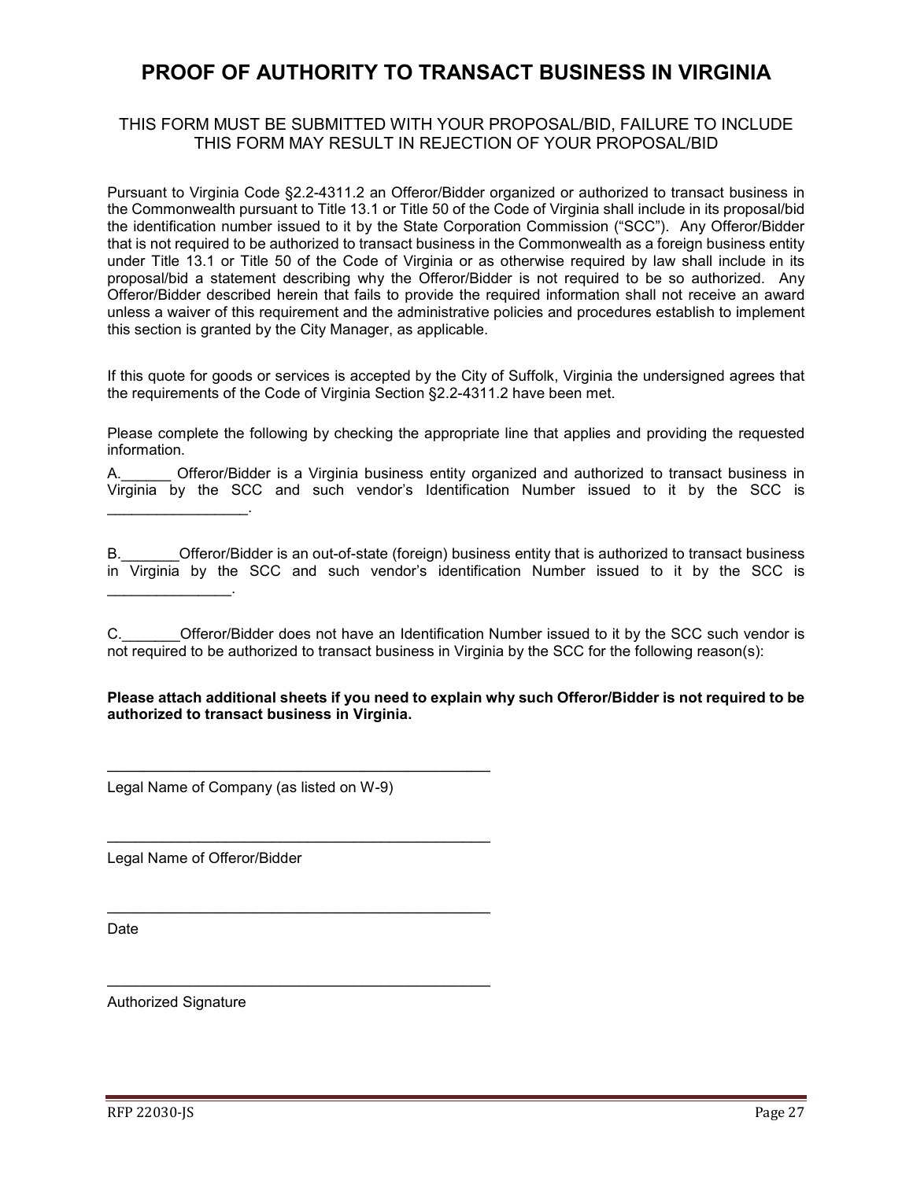# PROOF OF AUTHORITY TO TRANSACT BUSINESS IN VIRGINIA

THIS FORM MUST BE SUBMITTED WITH YOUR PROPOSAL/BID, FAILURE TO INCLUDE THIS FORM MAY RESULT IN REJECTION OF YOUR PROPOSAL/BID

Pursuant to Virginia Code §2.2-4311.2 an Offeror/Bidder organized or authorized to transact business in the Commonwealth pursuant to Title 13.1 or Title 50 of the Code of Virginia shall include in its proposal/bid the identification number issued to it by the State Corporation Commission ("SCC"). Any Offeror/Bidder that is not required to be authorized to transact business in the Commonwealth as a foreign business entity under Title 13.1 or Title 50 of the Code of Virginia or as otherwise required by law shall include in its proposal/bid a statement describing why the Offeror/Bidder is not required to be so authorized. Any Offeror/Bidder described herein that fails to provide the required information shall not receive an award unless a waiver of this requirement and the administrative policies and procedures establish to implement this section is granted by the City Manager, as applicable.

If this quote for goods or services is accepted by the City of Suffolk, Virginia the undersigned agrees that the requirements of the Code of Virginia Section §2.2-4311.2 have been met.

Please complete the following by checking the appropriate line that applies and providing the requested information.

A.______ Offeror/Bidder is a Virginia business entity organized and authorized to transact business in Virginia by the SCC and such vendor's Identification Number issued to it by the SCC is _________________.

B._______Offeror/Bidder is an out-of-state (foreign) business entity that is authorized to transact business in Virginia by the SCC and such vendor's identification Number issued to it by the SCC is _______________.

C._______Offeror/Bidder does not have an Identification Number issued to it by the SCC such vendor is not required to be authorized to transact business in Virginia by the SCC for the following reason(s):

**Please attach additional sheets if you need to explain why such Offeror/Bidder is not required to be authorized to transact business in Virginia.**

_______________________________________________

Legal Name of Company (as listed on W-9)

_______________________________________________

Legal Name of Offeror/Bidder

_______________________________________________

Date

_______________________________________________

Authorized Signature